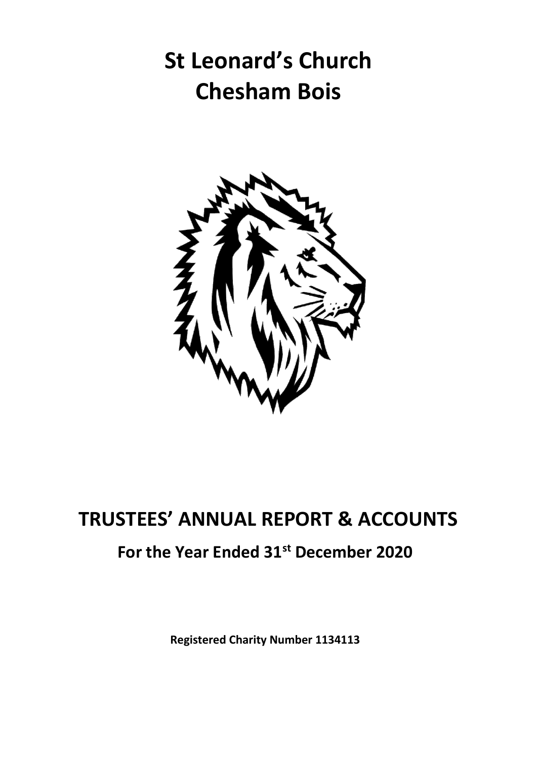# St Leonard's Church
# Chesham Bois

# TRUSTEES' ANNUAL REPORT & ACCOUNTS

## For the Year Ended 31st December 2020

**Registered Charity Number 1134113**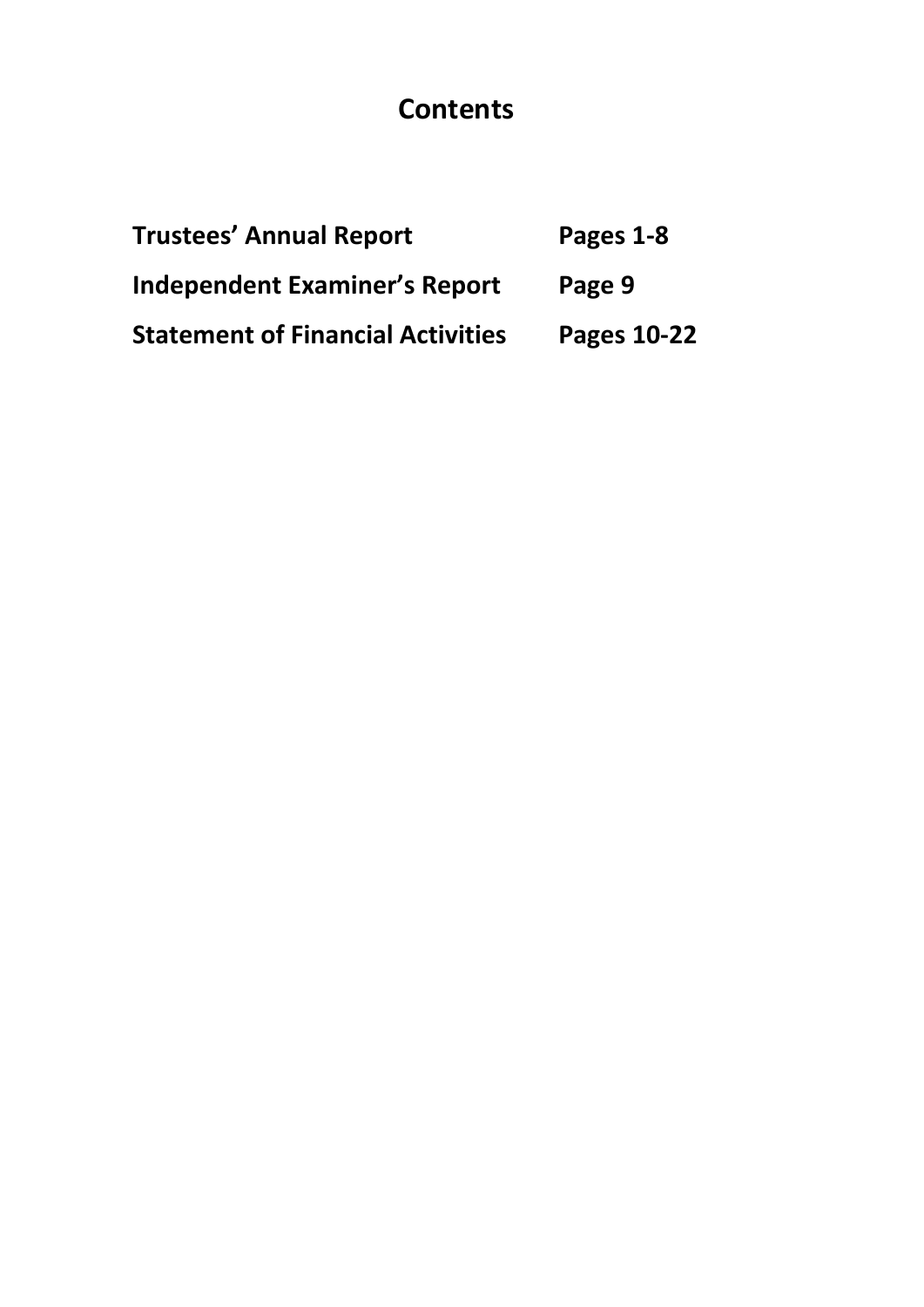# Contents

| | |
|---|---|
| **Trustees' Annual Report** | **Pages 1-8** |
| **Independent Examiner's Report** | **Page 9** |
| **Statement of Financial Activities** | **Pages 10-22** |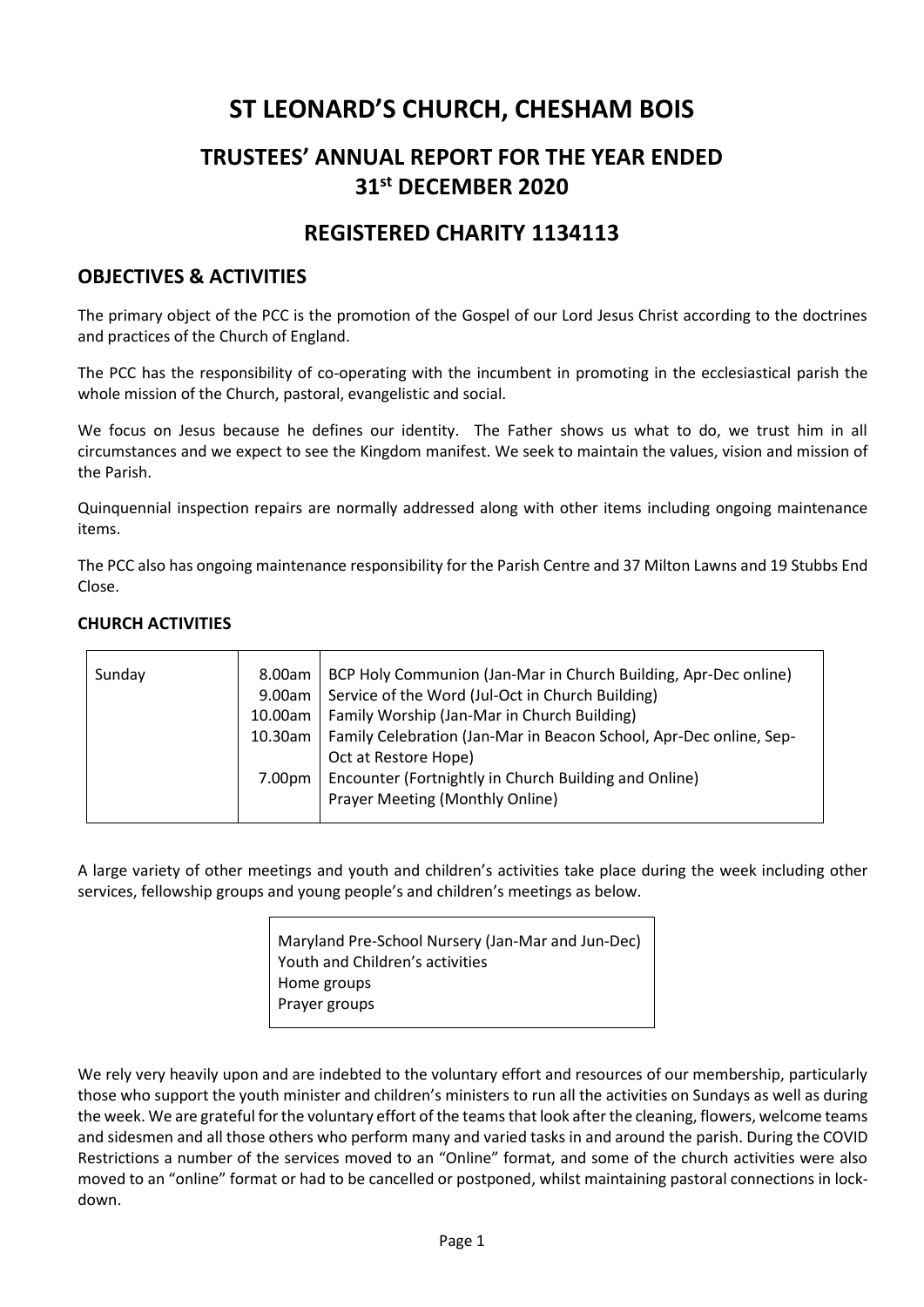# ST LEONARD'S CHURCH, CHESHAM BOIS

## TRUSTEES' ANNUAL REPORT FOR THE YEAR ENDED 31st DECEMBER 2020

## REGISTERED CHARITY 1134113

## OBJECTIVES & ACTIVITIES

The primary object of the PCC is the promotion of the Gospel of our Lord Jesus Christ according to the doctrines and practices of the Church of England.

The PCC has the responsibility of co-operating with the incumbent in promoting in the ecclesiastical parish the whole mission of the Church, pastoral, evangelistic and social.

We focus on Jesus because he defines our identity. The Father shows us what to do, we trust him in all circumstances and we expect to see the Kingdom manifest. We seek to maintain the values, vision and mission of the Parish.

Quinquennial inspection repairs are normally addressed along with other items including ongoing maintenance items.

The PCC also has ongoing maintenance responsibility for the Parish Centre and 37 Milton Lawns and 19 Stubbs End Close.

### CHURCH ACTIVITIES

| | | |
|---|---|---|
| Sunday | 8.00am | BCP Holy Communion (Jan-Mar in Church Building, Apr-Dec online) |
| | 9.00am | Service of the Word (Jul-Oct in Church Building) |
| | 10.00am | Family Worship (Jan-Mar in Church Building) |
| | 10.30am | Family Celebration (Jan-Mar in Beacon School, Apr-Dec online, Sep-Oct at Restore Hope) |
| | 7.00pm | Encounter (Fortnightly in Church Building and Online) |
| | | Prayer Meeting (Monthly Online) |

A large variety of other meetings and youth and children's activities take place during the week including other services, fellowship groups and young people's and children's meetings as below.

- Maryland Pre-School Nursery (Jan-Mar and Jun-Dec)
- Youth and Children's activities
- Home groups
- Prayer groups

We rely very heavily upon and are indebted to the voluntary effort and resources of our membership, particularly those who support the youth minister and children's ministers to run all the activities on Sundays as well as during the week. We are grateful for the voluntary effort of the teams that look after the cleaning, flowers, welcome teams and sidesmen and all those others who perform many and varied tasks in and around the parish. During the COVID Restrictions a number of the services moved to an "Online" format, and some of the church activities were also moved to an "online" format or had to be cancelled or postponed, whilst maintaining pastoral connections in lock-down.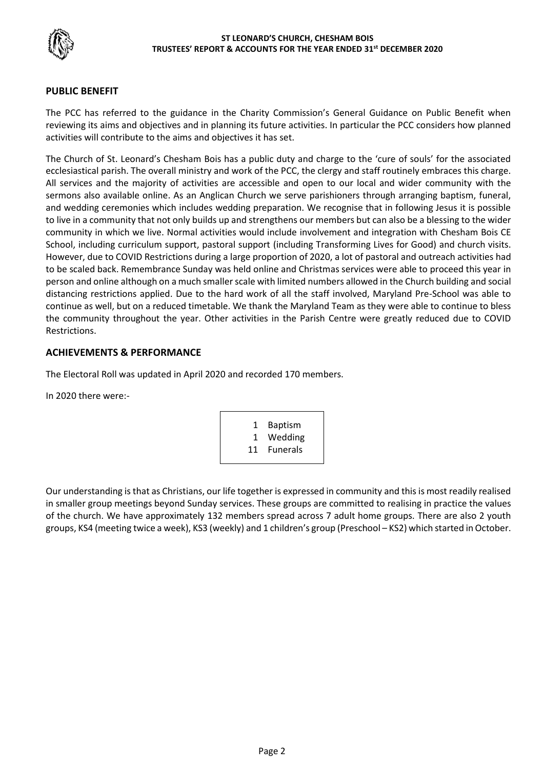## PUBLIC BENEFIT

The PCC has referred to the guidance in the Charity Commission's General Guidance on Public Benefit when reviewing its aims and objectives and in planning its future activities. In particular the PCC considers how planned activities will contribute to the aims and objectives it has set.

The Church of St. Leonard's Chesham Bois has a public duty and charge to the 'cure of souls' for the associated ecclesiastical parish. The overall ministry and work of the PCC, the clergy and staff routinely embraces this charge. All services and the majority of activities are accessible and open to our local and wider community with the sermons also available online. As an Anglican Church we serve parishioners through arranging baptism, funeral, and wedding ceremonies which includes wedding preparation. We recognise that in following Jesus it is possible to live in a community that not only builds up and strengthens our members but can also be a blessing to the wider community in which we live. Normal activities would include involvement and integration with Chesham Bois CE School, including curriculum support, pastoral support (including Transforming Lives for Good) and church visits. However, due to COVID Restrictions during a large proportion of 2020, a lot of pastoral and outreach activities had to be scaled back. Remembrance Sunday was held online and Christmas services were able to proceed this year in person and online although on a much smaller scale with limited numbers allowed in the Church building and social distancing restrictions applied. Due to the hard work of all the staff involved, Maryland Pre-School was able to continue as well, but on a reduced timetable. We thank the Maryland Team as they were able to continue to bless the community throughout the year. Other activities in the Parish Centre were greatly reduced due to COVID Restrictions.

## ACHIEVEMENTS & PERFORMANCE

The Electoral Roll was updated in April 2020 and recorded 170 members.

In 2020 there were:-

| | |
|---|---|
| 1 | Baptism |
| 1 | Wedding |
| 11 | Funerals |

Our understanding is that as Christians, our life together is expressed in community and this is most readily realised in smaller group meetings beyond Sunday services. These groups are committed to realising in practice the values of the church. We have approximately 132 members spread across 7 adult home groups. There are also 2 youth groups, KS4 (meeting twice a week), KS3 (weekly) and 1 children's group (Preschool – KS2) which started in October.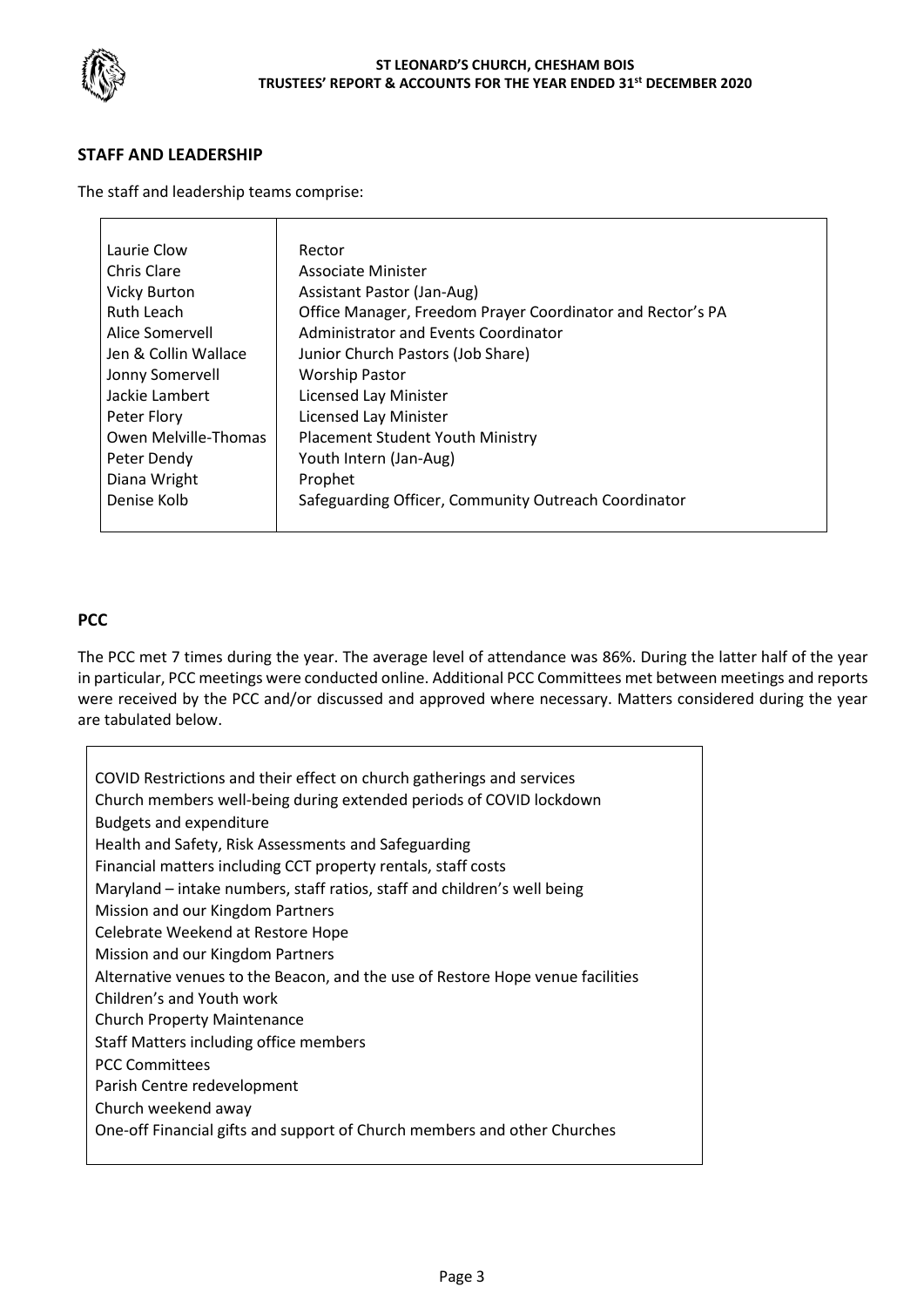## STAFF AND LEADERSHIP

The staff and leadership teams comprise:

| | |
|---|---|
| Laurie Clow | Rector |
| Chris Clare | Associate Minister |
| Vicky Burton | Assistant Pastor (Jan-Aug) |
| Ruth Leach | Office Manager, Freedom Prayer Coordinator and Rector's PA |
| Alice Somervell | Administrator and Events Coordinator |
| Jen & Collin Wallace | Junior Church Pastors (Job Share) |
| Jonny Somervell | Worship Pastor |
| Jackie Lambert | Licensed Lay Minister |
| Peter Flory | Licensed Lay Minister |
| Owen Melville-Thomas | Placement Student Youth Ministry |
| Peter Dendy | Youth Intern (Jan-Aug) |
| Diana Wright | Prophet |
| Denise Kolb | Safeguarding Officer, Community Outreach Coordinator |

## PCC

The PCC met 7 times during the year. The average level of attendance was 86%. During the latter half of the year in particular, PCC meetings were conducted online. Additional PCC Committees met between meetings and reports were received by the PCC and/or discussed and approved where necessary. Matters considered during the year are tabulated below.

COVID Restrictions and their effect on church gatherings and services
Church members well-being during extended periods of COVID lockdown
Budgets and expenditure
Health and Safety, Risk Assessments and Safeguarding
Financial matters including CCT property rentals, staff costs
Maryland – intake numbers, staff ratios, staff and children's well being
Mission and our Kingdom Partners
Celebrate Weekend at Restore Hope
Mission and our Kingdom Partners
Alternative venues to the Beacon, and the use of Restore Hope venue facilities
Children's and Youth work
Church Property Maintenance
Staff Matters including office members
PCC Committees
Parish Centre redevelopment
Church weekend away
One-off Financial gifts and support of Church members and other Churches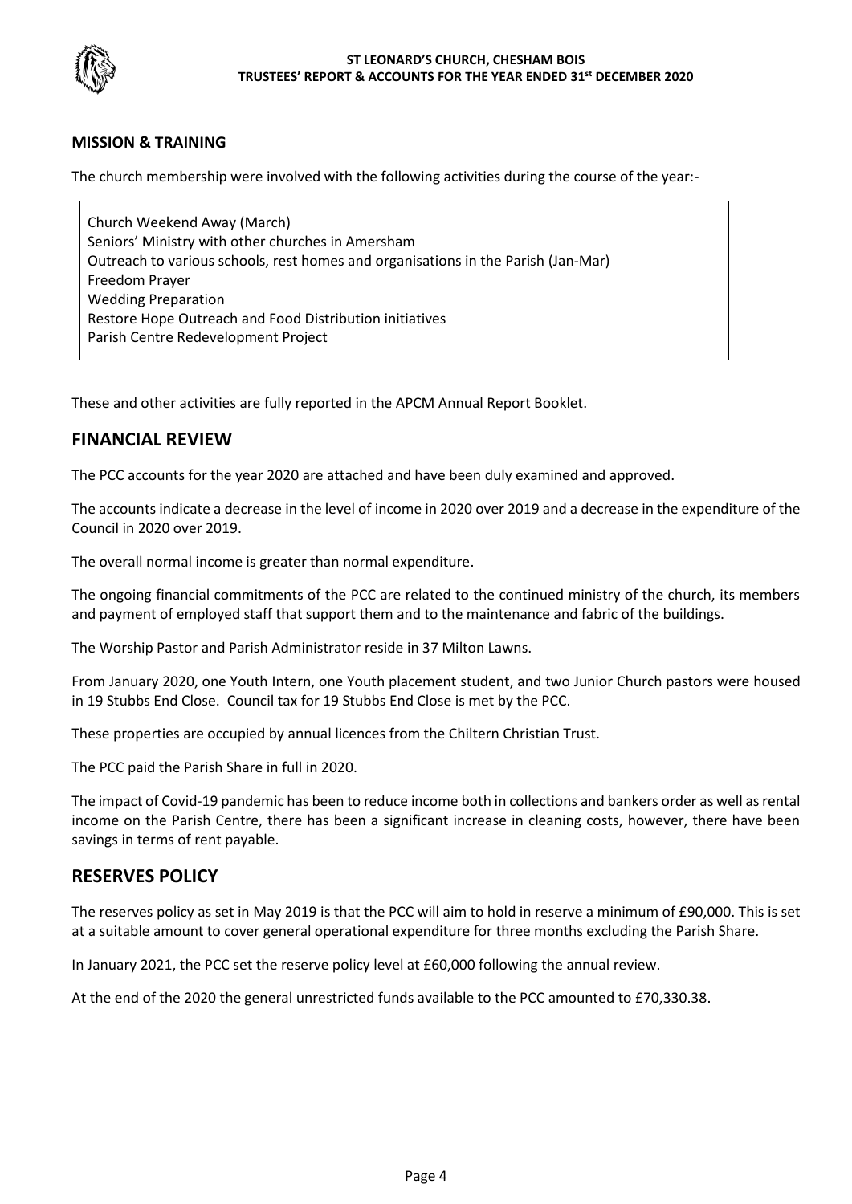### MISSION & TRAINING

The church membership were involved with the following activities during the course of the year:-

Church Weekend Away (March)
Seniors' Ministry with other churches in Amersham
Outreach to various schools, rest homes and organisations in the Parish (Jan-Mar)
Freedom Prayer
Wedding Preparation
Restore Hope Outreach and Food Distribution initiatives
Parish Centre Redevelopment Project

These and other activities are fully reported in the APCM Annual Report Booklet.

## FINANCIAL REVIEW

The PCC accounts for the year 2020 are attached and have been duly examined and approved.

The accounts indicate a decrease in the level of income in 2020 over 2019 and a decrease in the expenditure of the Council in 2020 over 2019.

The overall normal income is greater than normal expenditure.

The ongoing financial commitments of the PCC are related to the continued ministry of the church, its members and payment of employed staff that support them and to the maintenance and fabric of the buildings.

The Worship Pastor and Parish Administrator reside in 37 Milton Lawns.

From January 2020, one Youth Intern, one Youth placement student, and two Junior Church pastors were housed in 19 Stubbs End Close. Council tax for 19 Stubbs End Close is met by the PCC.

These properties are occupied by annual licences from the Chiltern Christian Trust.

The PCC paid the Parish Share in full in 2020.

The impact of Covid-19 pandemic has been to reduce income both in collections and bankers order as well as rental income on the Parish Centre, there has been a significant increase in cleaning costs, however, there have been savings in terms of rent payable.

## RESERVES POLICY

The reserves policy as set in May 2019 is that the PCC will aim to hold in reserve a minimum of £90,000. This is set at a suitable amount to cover general operational expenditure for three months excluding the Parish Share.

In January 2021, the PCC set the reserve policy level at £60,000 following the annual review.

At the end of the 2020 the general unrestricted funds available to the PCC amounted to £70,330.38.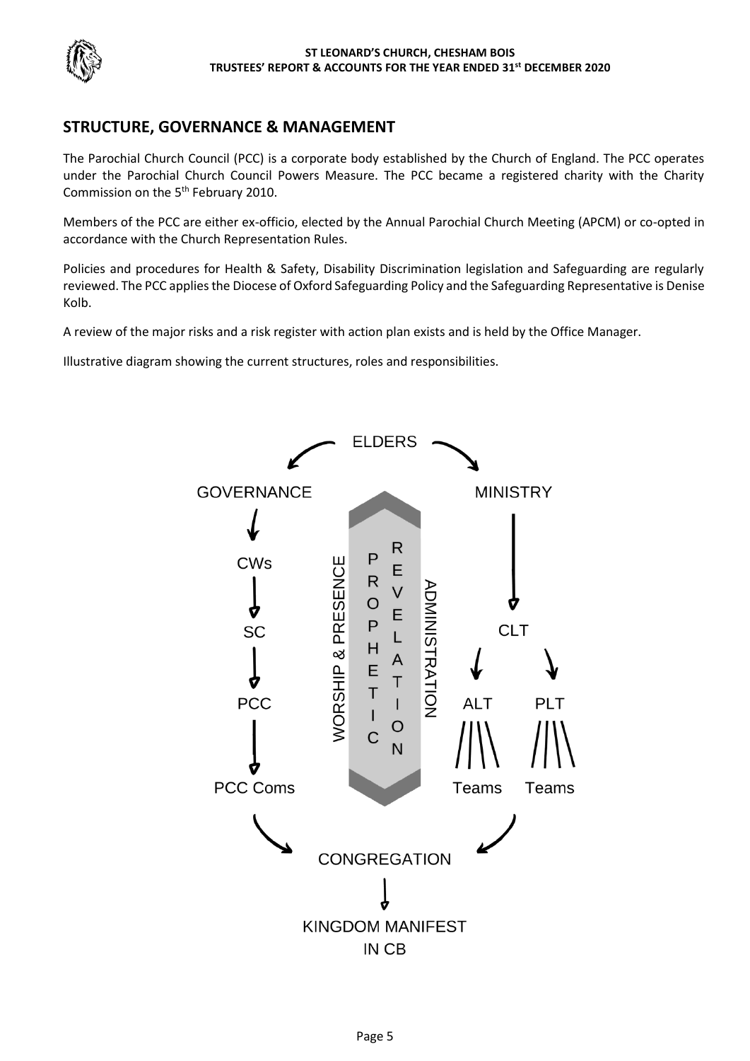## STRUCTURE, GOVERNANCE & MANAGEMENT

The Parochial Church Council (PCC) is a corporate body established by the Church of England. The PCC operates under the Parochial Church Council Powers Measure. The PCC became a registered charity with the Charity Commission on the 5th February 2010.

Members of the PCC are either ex-officio, elected by the Annual Parochial Church Meeting (APCM) or co-opted in accordance with the Church Representation Rules.

Policies and procedures for Health & Safety, Disability Discrimination legislation and Safeguarding are regularly reviewed. The PCC applies the Diocese of Oxford Safeguarding Policy and the Safeguarding Representative is Denise Kolb.

A review of the major risks and a risk register with action plan exists and is held by the Office Manager.

Illustrative diagram showing the current structures, roles and responsibilities.

ELDERS

GOVERNANCE

MINISTRY

CWs

SC

PCC

PCC Coms

WORSHIP & PRESENCE

PROPHETIC

REVELATION

ADMINISTRATION

CLT

ALT

PLT

Teams

Teams

CONGREGATION

KINGDOM MANIFEST IN CB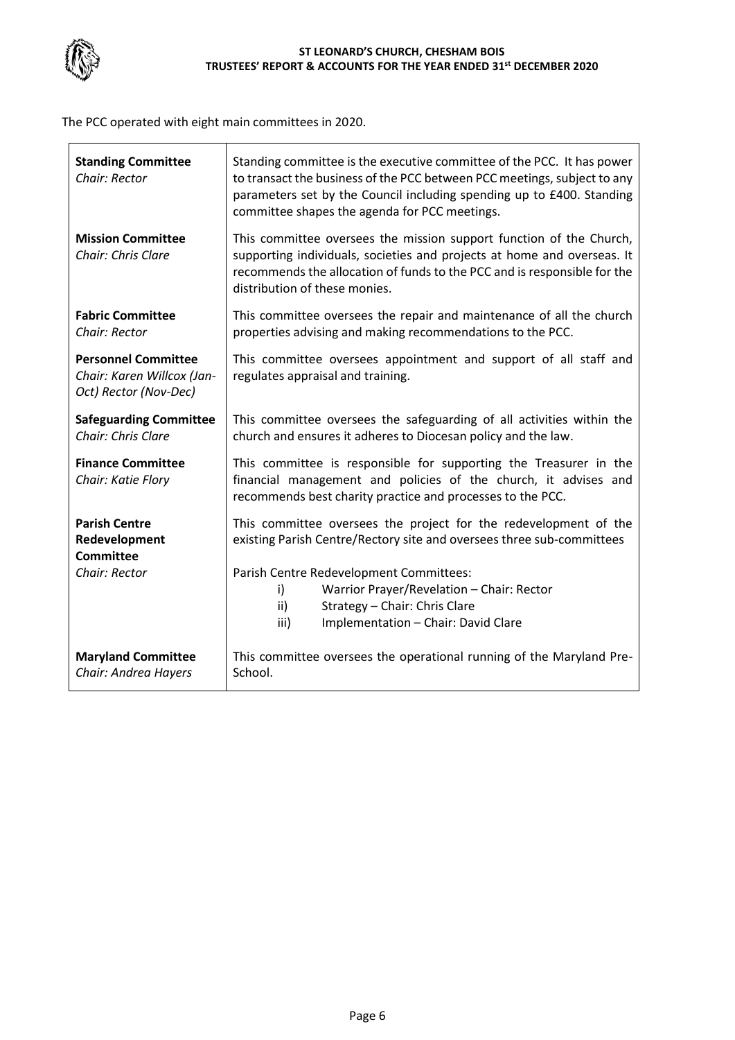The PCC operated with eight main committees in 2020.

| | |
|---|---|
| **Standing Committee**<br>*Chair: Rector* | Standing committee is the executive committee of the PCC. It has power to transact the business of the PCC between PCC meetings, subject to any parameters set by the Council including spending up to £400. Standing committee shapes the agenda for PCC meetings. |
| **Mission Committee**<br>*Chair: Chris Clare* | This committee oversees the mission support function of the Church, supporting individuals, societies and projects at home and overseas. It recommends the allocation of funds to the PCC and is responsible for the distribution of these monies. |
| **Fabric Committee**<br>*Chair: Rector* | This committee oversees the repair and maintenance of all the church properties advising and making recommendations to the PCC. |
| **Personnel Committee**<br>*Chair: Karen Willcox (Jan-Oct) Rector (Nov-Dec)* | This committee oversees appointment and support of all staff and regulates appraisal and training. |
| **Safeguarding Committee**<br>*Chair: Chris Clare* | This committee oversees the safeguarding of all activities within the church and ensures it adheres to Diocesan policy and the law. |
| **Finance Committee**<br>*Chair: Katie Flory* | This committee is responsible for supporting the Treasurer in the financial management and policies of the church, it advises and recommends best charity practice and processes to the PCC. |
| **Parish Centre Redevelopment Committee**<br>*Chair: Rector* | This committee oversees the project for the redevelopment of the existing Parish Centre/Rectory site and oversees three sub-committees<br><br>Parish Centre Redevelopment Committees:<br>i) Warrior Prayer/Revelation – Chair: Rector<br>ii) Strategy – Chair: Chris Clare<br>iii) Implementation – Chair: David Clare |
| **Maryland Committee**<br>*Chair: Andrea Hayers* | This committee oversees the operational running of the Maryland Pre-School. |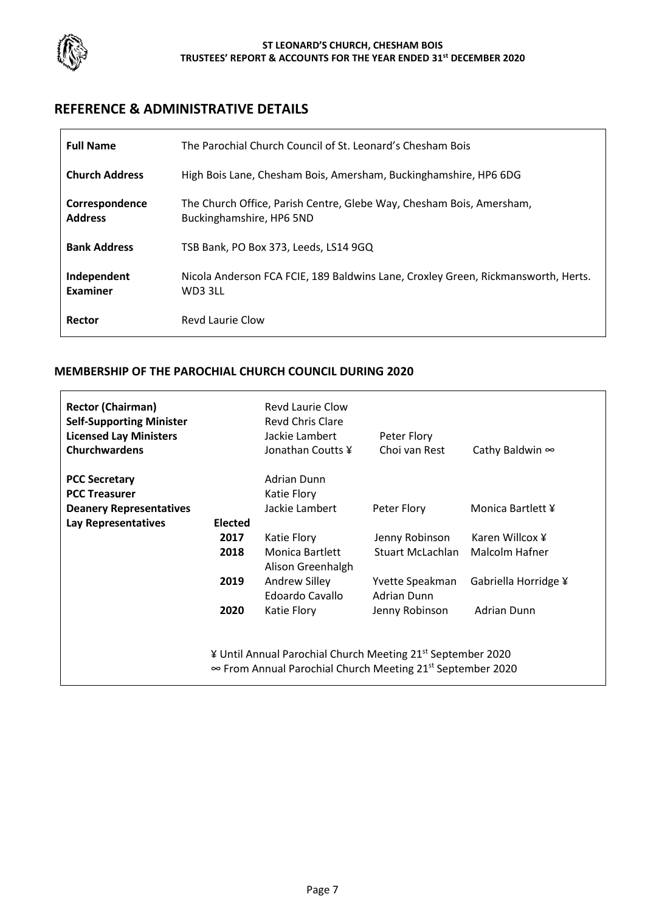## REFERENCE & ADMINISTRATIVE DETAILS

| | |
|---|---|
| **Full Name** | The Parochial Church Council of St. Leonard's Chesham Bois |
| **Church Address** | High Bois Lane, Chesham Bois, Amersham, Buckinghamshire, HP6 6DG |
| **Correspondence Address** | The Church Office, Parish Centre, Glebe Way, Chesham Bois, Amersham, Buckinghamshire, HP6 5ND |
| **Bank Address** | TSB Bank, PO Box 373, Leeds, LS14 9GQ |
| **Independent Examiner** | Nicola Anderson FCA FCIE, 189 Baldwins Lane, Croxley Green, Rickmansworth, Herts. WD3 3LL |
| **Rector** | Revd Laurie Clow |

### MEMBERSHIP OF THE PAROCHIAL CHURCH COUNCIL DURING 2020

| | | | | |
|---|---|---|---|---|
| **Rector (Chairman)** | | Revd Laurie Clow | | |
| **Self-Supporting Minister** | | Revd Chris Clare | | |
| **Licensed Lay Ministers** | | Jackie Lambert | Peter Flory | |
| **Churchwardens** | | Jonathan Coutts ¥ | Choi van Rest | Cathy Baldwin ∞ |
| **PCC Secretary** | | Adrian Dunn | | |
| **PCC Treasurer** | | Katie Flory | | |
| **Deanery Representatives** | | Jackie Lambert | Peter Flory | Monica Bartlett ¥ |
| **Lay Representatives** | **Elected** | | | |
| | **2017** | Katie Flory | Jenny Robinson | Karen Willcox ¥ |
| | **2018** | Monica Bartlett<br>Alison Greenhalgh | Stuart McLachlan | Malcolm Hafner |
| | **2019** | Andrew Silley<br>Edoardo Cavallo | Yvette Speakman<br>Adrian Dunn | Gabriella Horridge ¥ |
| | **2020** | Katie Flory | Jenny Robinson | Adrian Dunn |

¥ Until Annual Parochial Church Meeting 21st September 2020
∞ From Annual Parochial Church Meeting 21st September 2020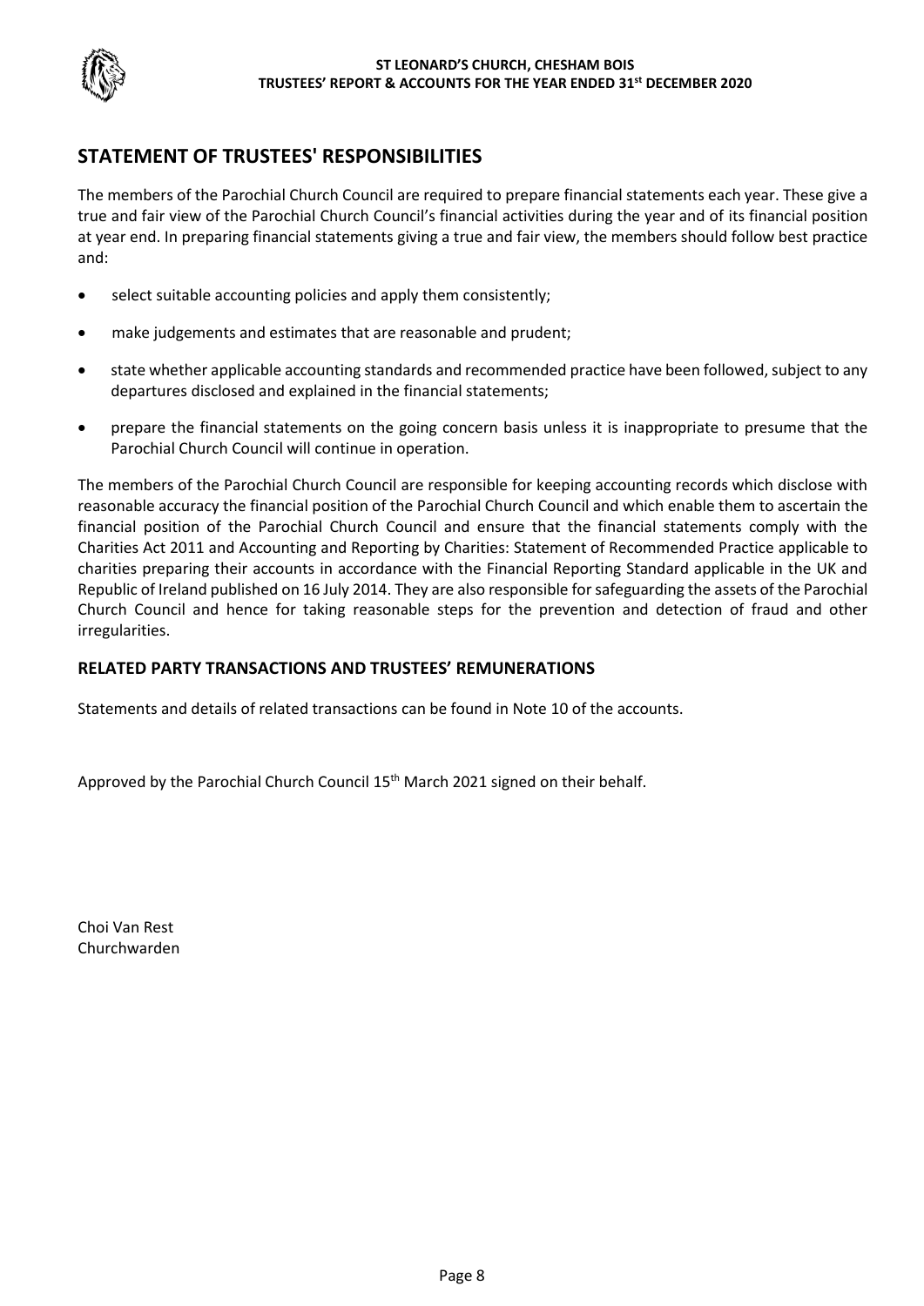## STATEMENT OF TRUSTEES' RESPONSIBILITIES

The members of the Parochial Church Council are required to prepare financial statements each year. These give a true and fair view of the Parochial Church Council's financial activities during the year and of its financial position at year end. In preparing financial statements giving a true and fair view, the members should follow best practice and:

- select suitable accounting policies and apply them consistently;
- make judgements and estimates that are reasonable and prudent;
- state whether applicable accounting standards and recommended practice have been followed, subject to any departures disclosed and explained in the financial statements;
- prepare the financial statements on the going concern basis unless it is inappropriate to presume that the Parochial Church Council will continue in operation.

The members of the Parochial Church Council are responsible for keeping accounting records which disclose with reasonable accuracy the financial position of the Parochial Church Council and which enable them to ascertain the financial position of the Parochial Church Council and ensure that the financial statements comply with the Charities Act 2011 and Accounting and Reporting by Charities: Statement of Recommended Practice applicable to charities preparing their accounts in accordance with the Financial Reporting Standard applicable in the UK and Republic of Ireland published on 16 July 2014. They are also responsible for safeguarding the assets of the Parochial Church Council and hence for taking reasonable steps for the prevention and detection of fraud and other irregularities.

### RELATED PARTY TRANSACTIONS AND TRUSTEES' REMUNERATIONS

Statements and details of related transactions can be found in Note 10 of the accounts.

Approved by the Parochial Church Council 15th March 2021 signed on their behalf.

Choi Van Rest
Churchwarden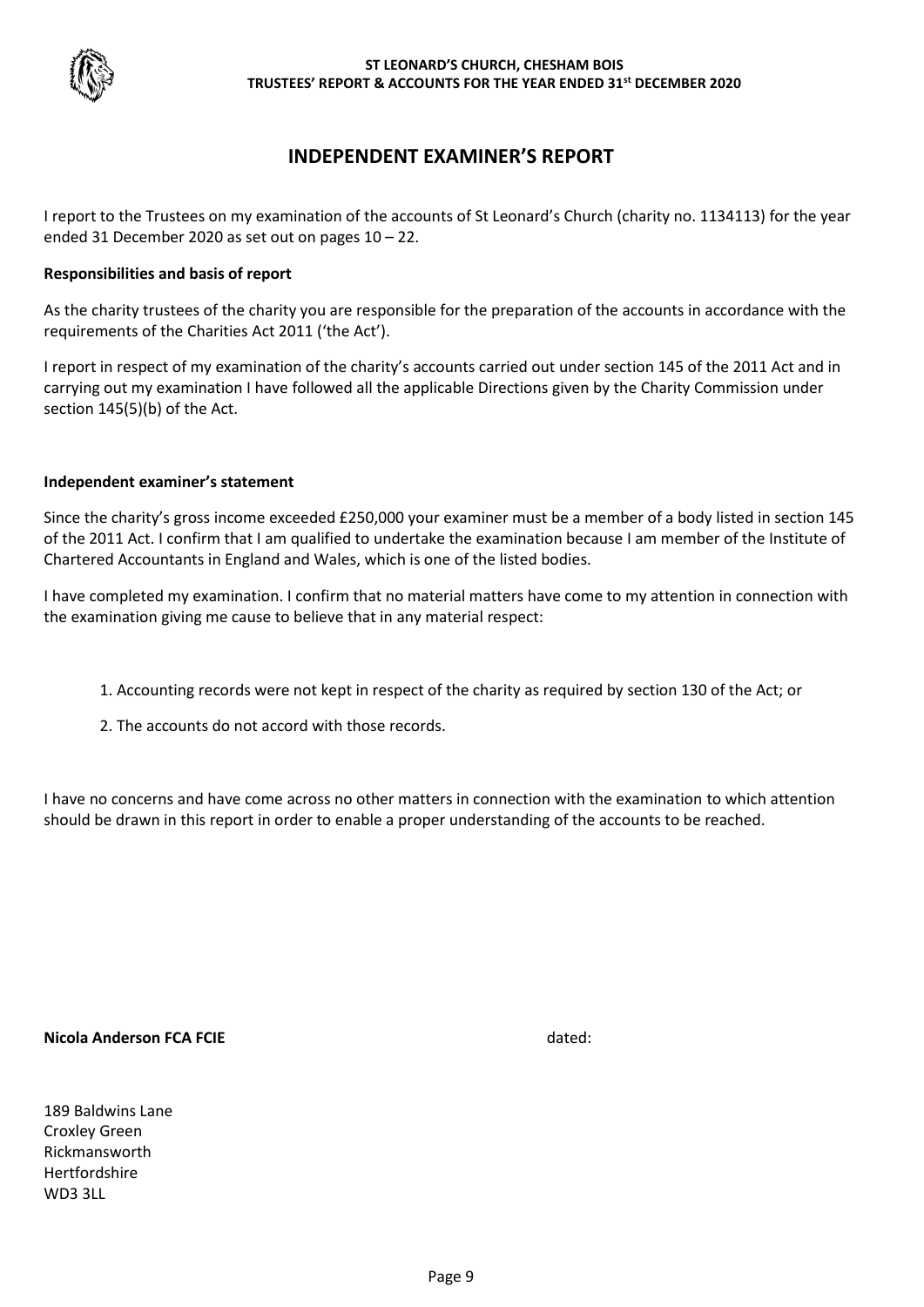# INDEPENDENT EXAMINER'S REPORT

I report to the Trustees on my examination of the accounts of St Leonard's Church (charity no. 1134113) for the year ended 31 December 2020 as set out on pages 10 – 22.

**Responsibilities and basis of report**

As the charity trustees of the charity you are responsible for the preparation of the accounts in accordance with the requirements of the Charities Act 2011 ('the Act').

I report in respect of my examination of the charity's accounts carried out under section 145 of the 2011 Act and in carrying out my examination I have followed all the applicable Directions given by the Charity Commission under section 145(5)(b) of the Act.

**Independent examiner's statement**

Since the charity's gross income exceeded £250,000 your examiner must be a member of a body listed in section 145 of the 2011 Act. I confirm that I am qualified to undertake the examination because I am member of the Institute of Chartered Accountants in England and Wales, which is one of the listed bodies.

I have completed my examination. I confirm that no material matters have come to my attention in connection with the examination giving me cause to believe that in any material respect:

1. Accounting records were not kept in respect of the charity as required by section 130 of the Act; or
2. The accounts do not accord with those records.

I have no concerns and have come across no other matters in connection with the examination to which attention should be drawn in this report in order to enable a proper understanding of the accounts to be reached.

**Nicola Anderson FCA FCIE** dated:

189 Baldwins Lane
Croxley Green
Rickmansworth
Hertfordshire
WD3 3LL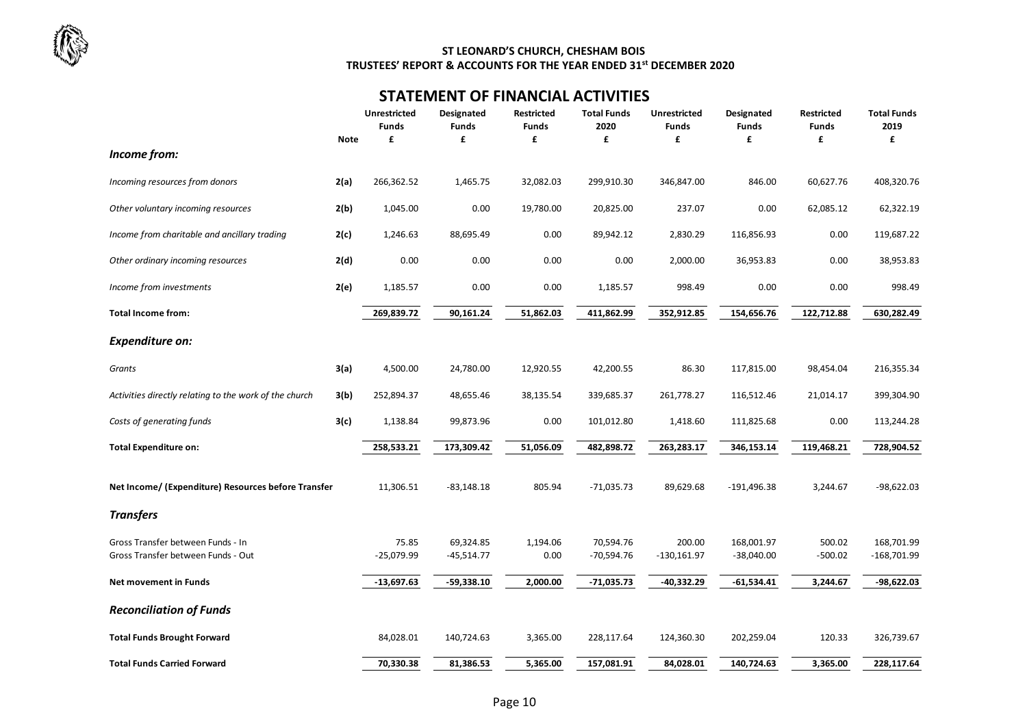ST LEONARD'S CHURCH, CHESHAM BOIS
TRUSTEES' REPORT & ACCOUNTS FOR THE YEAR ENDED 31st DECEMBER 2020

# STATEMENT OF FINANCIAL ACTIVITIES

| | Note | Unrestricted Funds £ | Designated Funds £ | Restricted Funds £ | Total Funds 2020 £ | Unrestricted Funds £ | Designated Funds £ | Restricted Funds £ | Total Funds 2019 £ |
|---|---|---|---|---|---|---|---|---|---|
| ***Income from:*** | | | | | | | | | |
| *Incoming resources from donors* | **2(a)** | 266,362.52 | 1,465.75 | 32,082.03 | 299,910.30 | 346,847.00 | 846.00 | 60,627.76 | 408,320.76 |
| *Other voluntary incoming resources* | **2(b)** | 1,045.00 | 0.00 | 19,780.00 | 20,825.00 | 237.07 | 0.00 | 62,085.12 | 62,322.19 |
| *Income from charitable and ancillary trading* | **2(c)** | 1,246.63 | 88,695.49 | 0.00 | 89,942.12 | 2,830.29 | 116,856.93 | 0.00 | 119,687.22 |
| *Other ordinary incoming resources* | **2(d)** | 0.00 | 0.00 | 0.00 | 0.00 | 2,000.00 | 36,953.83 | 0.00 | 38,953.83 |
| *Income from investments* | **2(e)** | 1,185.57 | 0.00 | 0.00 | 1,185.57 | 998.49 | 0.00 | 0.00 | 998.49 |
| **Total Income from:** | | **269,839.72** | **90,161.24** | **51,862.03** | **411,862.99** | **352,912.85** | **154,656.76** | **122,712.88** | **630,282.49** |
| ***Expenditure on:*** | | | | | | | | | |
| *Grants* | **3(a)** | 4,500.00 | 24,780.00 | 12,920.55 | 42,200.55 | 86.30 | 117,815.00 | 98,454.04 | 216,355.34 |
| *Activities directly relating to the work of the church* | **3(b)** | 252,894.37 | 48,655.46 | 38,135.54 | 339,685.37 | 261,778.27 | 116,512.46 | 21,014.17 | 399,304.90 |
| *Costs of generating funds* | **3(c)** | 1,138.84 | 99,873.96 | 0.00 | 101,012.80 | 1,418.60 | 111,825.68 | 0.00 | 113,244.28 |
| **Total Expenditure on:** | | **258,533.21** | **173,309.42** | **51,056.09** | **482,898.72** | **263,283.17** | **346,153.14** | **119,468.21** | **728,904.52** |
| **Net Income/ (Expenditure) Resources before Transfer** | | 11,306.51 | -83,148.18 | 805.94 | -71,035.73 | 89,629.68 | -191,496.38 | 3,244.67 | -98,622.03 |
| ***Transfers*** | | | | | | | | | |
| Gross Transfer between Funds - In | | 75.85 | 69,324.85 | 1,194.06 | 70,594.76 | 200.00 | 168,001.97 | 500.02 | 168,701.99 |
| Gross Transfer between Funds - Out | | -25,079.99 | -45,514.77 | 0.00 | -70,594.76 | -130,161.97 | -38,040.00 | -500.02 | -168,701.99 |
| **Net movement in Funds** | | **-13,697.63** | **-59,338.10** | **2,000.00** | **-71,035.73** | **-40,332.29** | **-61,534.41** | **3,244.67** | **-98,622.03** |
| ***Reconciliation of Funds*** | | | | | | | | | |
| **Total Funds Brought Forward** | | 84,028.01 | 140,724.63 | 3,365.00 | 228,117.64 | 124,360.30 | 202,259.04 | 120.33 | 326,739.67 |
| **Total Funds Carried Forward** | | **70,330.38** | **81,386.53** | **5,365.00** | **157,081.91** | **84,028.01** | **140,724.63** | **3,365.00** | **228,117.64** |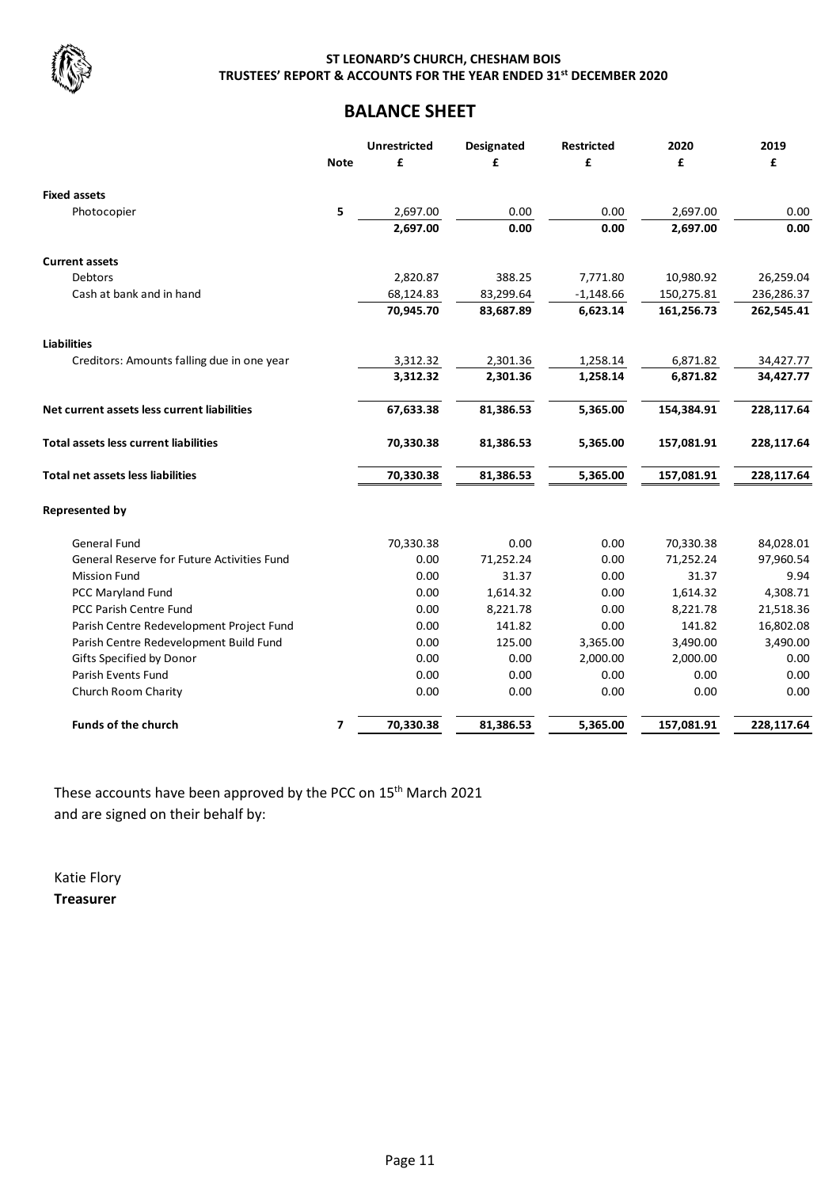**ST LEONARD'S CHURCH, CHESHAM BOIS**
**TRUSTEES' REPORT & ACCOUNTS FOR THE YEAR ENDED 31st DECEMBER 2020**

# BALANCE SHEET

| | Note | Unrestricted £ | Designated £ | Restricted £ | 2020 £ | 2019 £ |
|---|---|---|---|---|---|---|
| **Fixed assets** | | | | | | |
| Photocopier | 5 | 2,697.00 | 0.00 | 0.00 | 2,697.00 | 0.00 |
| | | **2,697.00** | **0.00** | **0.00** | **2,697.00** | **0.00** |
| **Current assets** | | | | | | |
| Debtors | | 2,820.87 | 388.25 | 7,771.80 | 10,980.92 | 26,259.04 |
| Cash at bank and in hand | | 68,124.83 | 83,299.64 | -1,148.66 | 150,275.81 | 236,286.37 |
| | | **70,945.70** | **83,687.89** | **6,623.14** | **161,256.73** | **262,545.41** |
| **Liabilities** | | | | | | |
| Creditors: Amounts falling due in one year | | 3,312.32 | 2,301.36 | 1,258.14 | 6,871.82 | 34,427.77 |
| | | **3,312.32** | **2,301.36** | **1,258.14** | **6,871.82** | **34,427.77** |
| **Net current assets less current liabilities** | | **67,633.38** | **81,386.53** | **5,365.00** | **154,384.91** | **228,117.64** |
| **Total assets less current liabilities** | | **70,330.38** | **81,386.53** | **5,365.00** | **157,081.91** | **228,117.64** |
| **Total net assets less liabilities** | | **70,330.38** | **81,386.53** | **5,365.00** | **157,081.91** | **228,117.64** |
| **Represented by** | | | | | | |
| General Fund | | 70,330.38 | 0.00 | 0.00 | 70,330.38 | 84,028.01 |
| General Reserve for Future Activities Fund | | 0.00 | 71,252.24 | 0.00 | 71,252.24 | 97,960.54 |
| Mission Fund | | 0.00 | 31.37 | 0.00 | 31.37 | 9.94 |
| PCC Maryland Fund | | 0.00 | 1,614.32 | 0.00 | 1,614.32 | 4,308.71 |
| PCC Parish Centre Fund | | 0.00 | 8,221.78 | 0.00 | 8,221.78 | 21,518.36 |
| Parish Centre Redevelopment Project Fund | | 0.00 | 141.82 | 0.00 | 141.82 | 16,802.08 |
| Parish Centre Redevelopment Build Fund | | 0.00 | 125.00 | 3,365.00 | 3,490.00 | 3,490.00 |
| Gifts Specified by Donor | | 0.00 | 0.00 | 2,000.00 | 2,000.00 | 0.00 |
| Parish Events Fund | | 0.00 | 0.00 | 0.00 | 0.00 | 0.00 |
| Church Room Charity | | 0.00 | 0.00 | 0.00 | 0.00 | 0.00 |
| **Funds of the church** | 7 | **70,330.38** | **81,386.53** | **5,365.00** | **157,081.91** | **228,117.64** |

These accounts have been approved by the PCC on 15th March 2021
and are signed on their behalf by:

Katie Flory
**Treasurer**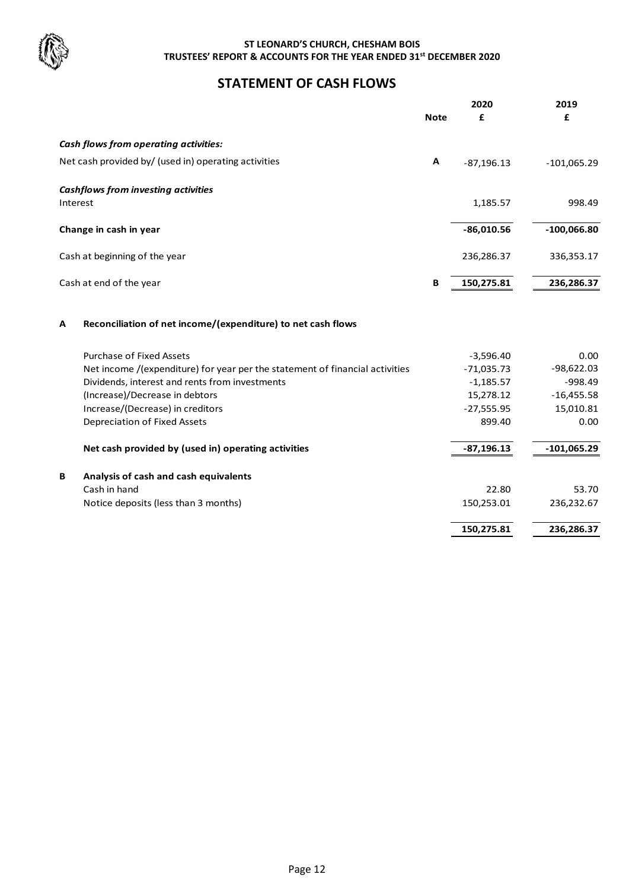# STATEMENT OF CASH FLOWS

| | Note | 2020 £ | 2019 £ |
|---|---|---|---|
| ***Cash flows from operating activities:*** | | | |
| Net cash provided by/ (used in) operating activities | A | -87,196.13 | -101,065.29 |
| ***Cashflows from investing activities*** | | | |
| Interest | | 1,185.57 | 998.49 |
| **Change in cash in year** | | **-86,010.56** | **-100,066.80** |
| Cash at beginning of the year | | 236,286.37 | 336,353.17 |
| Cash at end of the year | B | **150,275.81** | **236,286.37** |

**A Reconciliation of net income/(expenditure) to net cash flows**

| | 2020 £ | 2019 £ |
|---|---|---|
| Purchase of Fixed Assets | -3,596.40 | 0.00 |
| Net income /(expenditure) for year per the statement of financial activities | -71,035.73 | -98,622.03 |
| Dividends, interest and rents from investments | -1,185.57 | -998.49 |
| (Increase)/Decrease in debtors | 15,278.12 | -16,455.58 |
| Increase/(Decrease) in creditors | -27,555.95 | 15,010.81 |
| Depreciation of Fixed Assets | 899.40 | 0.00 |
| **Net cash provided by (used in) operating activities** | **-87,196.13** | **-101,065.29** |

**B Analysis of cash and cash equivalents**

| | 2020 £ | 2019 £ |
|---|---|---|
| Cash in hand | 22.80 | 53.70 |
| Notice deposits (less than 3 months) | 150,253.01 | 236,232.67 |
| | **150,275.81** | **236,286.37** |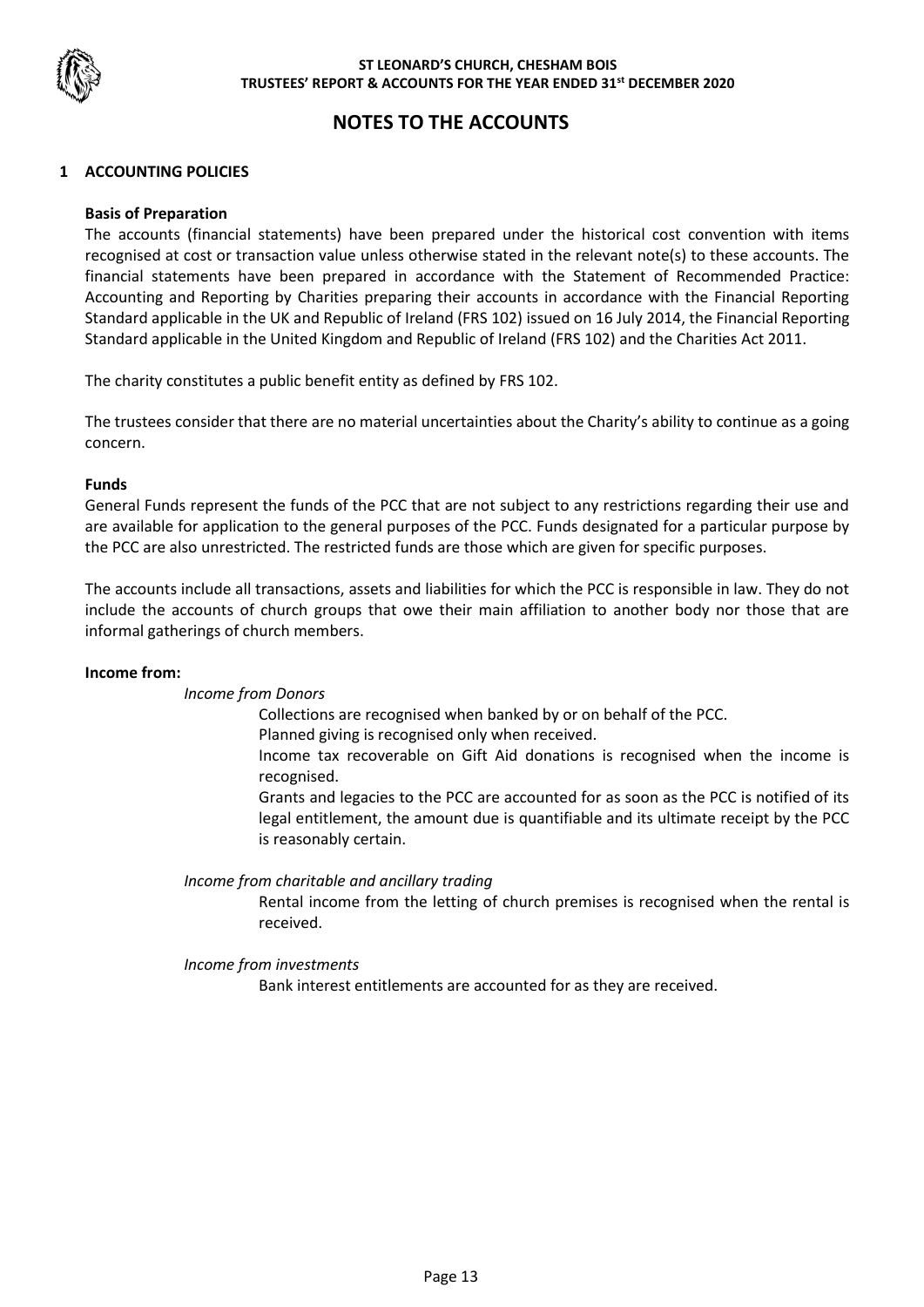# NOTES TO THE ACCOUNTS

## 1 ACCOUNTING POLICIES

**Basis of Preparation**

The accounts (financial statements) have been prepared under the historical cost convention with items recognised at cost or transaction value unless otherwise stated in the relevant note(s) to these accounts. The financial statements have been prepared in accordance with the Statement of Recommended Practice: Accounting and Reporting by Charities preparing their accounts in accordance with the Financial Reporting Standard applicable in the UK and Republic of Ireland (FRS 102) issued on 16 July 2014, the Financial Reporting Standard applicable in the United Kingdom and Republic of Ireland (FRS 102) and the Charities Act 2011.

The charity constitutes a public benefit entity as defined by FRS 102.

The trustees consider that there are no material uncertainties about the Charity's ability to continue as a going concern.

**Funds**

General Funds represent the funds of the PCC that are not subject to any restrictions regarding their use and are available for application to the general purposes of the PCC. Funds designated for a particular purpose by the PCC are also unrestricted. The restricted funds are those which are given for specific purposes.

The accounts include all transactions, assets and liabilities for which the PCC is responsible in law. They do not include the accounts of church groups that owe their main affiliation to another body nor those that are informal gatherings of church members.

**Income from:**

*Income from Donors*

Collections are recognised when banked by or on behalf of the PCC.

Planned giving is recognised only when received.

Income tax recoverable on Gift Aid donations is recognised when the income is recognised.

Grants and legacies to the PCC are accounted for as soon as the PCC is notified of its legal entitlement, the amount due is quantifiable and its ultimate receipt by the PCC is reasonably certain.

*Income from charitable and ancillary trading*

Rental income from the letting of church premises is recognised when the rental is received.

*Income from investments*

Bank interest entitlements are accounted for as they are received.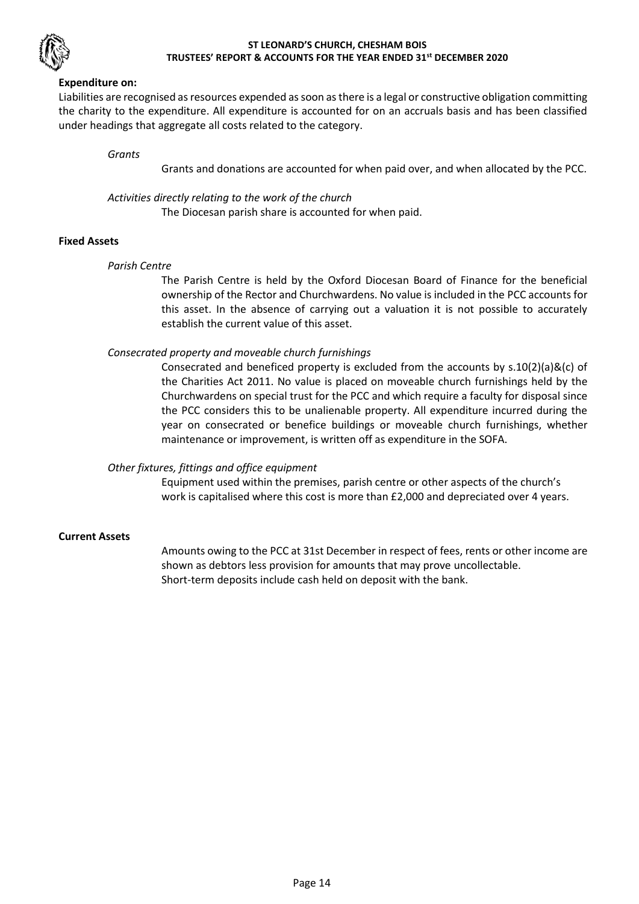**Expenditure on:**

Liabilities are recognised as resources expended as soon as there is a legal or constructive obligation committing the charity to the expenditure. All expenditure is accounted for on an accruals basis and has been classified under headings that aggregate all costs related to the category.

*Grants*

Grants and donations are accounted for when paid over, and when allocated by the PCC.

*Activities directly relating to the work of the church*

The Diocesan parish share is accounted for when paid.

**Fixed Assets**

*Parish Centre*

The Parish Centre is held by the Oxford Diocesan Board of Finance for the beneficial ownership of the Rector and Churchwardens. No value is included in the PCC accounts for this asset. In the absence of carrying out a valuation it is not possible to accurately establish the current value of this asset.

*Consecrated property and moveable church furnishings*

Consecrated and beneficed property is excluded from the accounts by s.10(2)(a)&(c) of the Charities Act 2011. No value is placed on moveable church furnishings held by the Churchwardens on special trust for the PCC and which require a faculty for disposal since the PCC considers this to be unalienable property. All expenditure incurred during the year on consecrated or benefice buildings or moveable church furnishings, whether maintenance or improvement, is written off as expenditure in the SOFA.

*Other fixtures, fittings and office equipment*

Equipment used within the premises, parish centre or other aspects of the church's work is capitalised where this cost is more than £2,000 and depreciated over 4 years.

**Current Assets**

Amounts owing to the PCC at 31st December in respect of fees, rents or other income are shown as debtors less provision for amounts that may prove uncollectable.
Short-term deposits include cash held on deposit with the bank.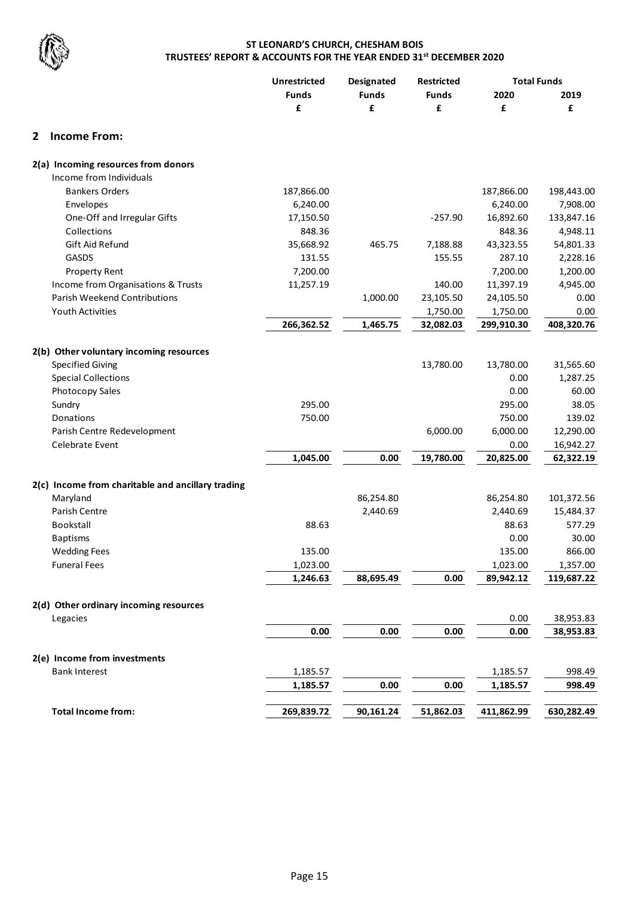## ST LEONARD'S CHURCH, CHESHAM BOIS
## TRUSTEES' REPORT & ACCOUNTS FOR THE YEAR ENDED 31st DECEMBER 2020

| | Unrestricted Funds £ | Designated Funds £ | Restricted Funds £ | Total Funds 2020 £ | Total Funds 2019 £ |
|---|---|---|---|---|---|
| **2 Income From:** | | | | | |
| **2(a) Incoming resources from donors** | | | | | |
| Income from Individuals | | | | | |
| Bankers Orders | 187,866.00 | | | 187,866.00 | 198,443.00 |
| Envelopes | 6,240.00 | | | 6,240.00 | 7,908.00 |
| One-Off and Irregular Gifts | 17,150.50 | | -257.90 | 16,892.60 | 133,847.16 |
| Collections | 848.36 | | | 848.36 | 4,948.11 |
| Gift Aid Refund | 35,668.92 | 465.75 | 7,188.88 | 43,323.55 | 54,801.33 |
| GASDS | 131.55 | | 155.55 | 287.10 | 2,228.16 |
| Property Rent | 7,200.00 | | | 7,200.00 | 1,200.00 |
| Income from Organisations & Trusts | 11,257.19 | | 140.00 | 11,397.19 | 4,945.00 |
| Parish Weekend Contributions | | 1,000.00 | 23,105.50 | 24,105.50 | 0.00 |
| Youth Activities | | | 1,750.00 | 1,750.00 | 0.00 |
| | **266,362.52** | **1,465.75** | **32,082.03** | **299,910.30** | **408,320.76** |
| **2(b) Other voluntary incoming resources** | | | | | |
| Specified Giving | | | 13,780.00 | 13,780.00 | 31,565.60 |
| Special Collections | | | | 0.00 | 1,287.25 |
| Photocopy Sales | | | | 0.00 | 60.00 |
| Sundry | 295.00 | | | 295.00 | 38.05 |
| Donations | 750.00 | | | 750.00 | 139.02 |
| Parish Centre Redevelopment | | | 6,000.00 | 6,000.00 | 12,290.00 |
| Celebrate Event | | | | 0.00 | 16,942.27 |
| | **1,045.00** | **0.00** | **19,780.00** | **20,825.00** | **62,322.19** |
| **2(c) Income from charitable and ancillary trading** | | | | | |
| Maryland | | 86,254.80 | | 86,254.80 | 101,372.56 |
| Parish Centre | | 2,440.69 | | 2,440.69 | 15,484.37 |
| Bookstall | 88.63 | | | 88.63 | 577.29 |
| Baptisms | | | | 0.00 | 30.00 |
| Wedding Fees | 135.00 | | | 135.00 | 866.00 |
| Funeral Fees | 1,023.00 | | | 1,023.00 | 1,357.00 |
| | **1,246.63** | **88,695.49** | **0.00** | **89,942.12** | **119,687.22** |
| **2(d) Other ordinary incoming resources** | | | | | |
| Legacies | | | | 0.00 | 38,953.83 |
| | **0.00** | **0.00** | **0.00** | **0.00** | **38,953.83** |
| **2(e) Income from investments** | | | | | |
| Bank Interest | 1,185.57 | | | 1,185.57 | 998.49 |
| | **1,185.57** | **0.00** | **0.00** | **1,185.57** | **998.49** |
| **Total Income from:** | **269,839.72** | **90,161.24** | **51,862.03** | **411,862.99** | **630,282.49** |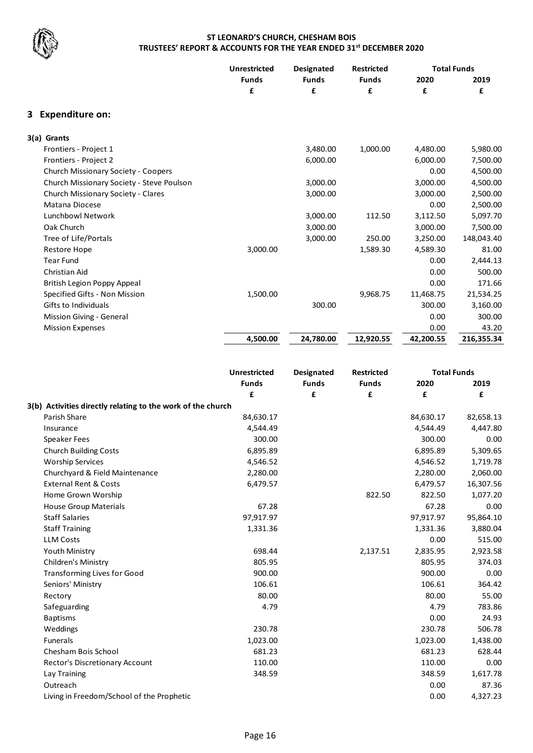## 3 Expenditure on:

| | Unrestricted Funds £ | Designated Funds £ | Restricted Funds £ | Total Funds 2020 £ | Total Funds 2019 £ |
|---|---|---|---|---|---|
| **3(a) Grants** | | | | | |
| Frontiers - Project 1 | | 3,480.00 | 1,000.00 | 4,480.00 | 5,980.00 |
| Frontiers - Project 2 | | 6,000.00 | | 6,000.00 | 7,500.00 |
| Church Missionary Society - Coopers | | | | 0.00 | 4,500.00 |
| Church Missionary Society - Steve Poulson | | 3,000.00 | | 3,000.00 | 4,500.00 |
| Church Missionary Society - Clares | | 3,000.00 | | 3,000.00 | 2,500.00 |
| Matana Diocese | | | | 0.00 | 2,500.00 |
| Lunchbowl Network | | 3,000.00 | 112.50 | 3,112.50 | 5,097.70 |
| Oak Church | | 3,000.00 | | 3,000.00 | 7,500.00 |
| Tree of Life/Portals | | 3,000.00 | 250.00 | 3,250.00 | 148,043.40 |
| Restore Hope | 3,000.00 | | 1,589.30 | 4,589.30 | 81.00 |
| Tear Fund | | | | 0.00 | 2,444.13 |
| Christian Aid | | | | 0.00 | 500.00 |
| British Legion Poppy Appeal | | | | 0.00 | 171.66 |
| Specified Gifts - Non Mission | 1,500.00 | | 9,968.75 | 11,468.75 | 21,534.25 |
| Gifts to Individuals | | 300.00 | | 300.00 | 3,160.00 |
| Mission Giving - General | | | | 0.00 | 300.00 |
| Mission Expenses | | | | 0.00 | 43.20 |
| | **4,500.00** | **24,780.00** | **12,920.55** | **42,200.55** | **216,355.34** |

| | Unrestricted Funds £ | Designated Funds £ | Restricted Funds £ | Total Funds 2020 £ | Total Funds 2019 £ |
|---|---|---|---|---|---|
| **3(b) Activities directly relating to the work of the church** | | | | | |
| Parish Share | 84,630.17 | | | 84,630.17 | 82,658.13 |
| Insurance | 4,544.49 | | | 4,544.49 | 4,447.80 |
| Speaker Fees | 300.00 | | | 300.00 | 0.00 |
| Church Building Costs | 6,895.89 | | | 6,895.89 | 5,309.65 |
| Worship Services | 4,546.52 | | | 4,546.52 | 1,719.78 |
| Churchyard & Field Maintenance | 2,280.00 | | | 2,280.00 | 2,060.00 |
| External Rent & Costs | 6,479.57 | | | 6,479.57 | 16,307.56 |
| Home Grown Worship | | | 822.50 | 822.50 | 1,077.20 |
| House Group Materials | 67.28 | | | 67.28 | 0.00 |
| Staff Salaries | 97,917.97 | | | 97,917.97 | 95,864.10 |
| Staff Training | 1,331.36 | | | 1,331.36 | 3,880.04 |
| LLM Costs | | | | 0.00 | 515.00 |
| Youth Ministry | 698.44 | | 2,137.51 | 2,835.95 | 2,923.58 |
| Children's Ministry | 805.95 | | | 805.95 | 374.03 |
| Transforming Lives for Good | 900.00 | | | 900.00 | 0.00 |
| Seniors' Ministry | 106.61 | | | 106.61 | 364.42 |
| Rectory | 80.00 | | | 80.00 | 55.00 |
| Safeguarding | 4.79 | | | 4.79 | 783.86 |
| Baptisms | | | | 0.00 | 24.93 |
| Weddings | 230.78 | | | 230.78 | 506.78 |
| Funerals | 1,023.00 | | | 1,023.00 | 1,438.00 |
| Chesham Bois School | 681.23 | | | 681.23 | 628.44 |
| Rector's Discretionary Account | 110.00 | | | 110.00 | 0.00 |
| Lay Training | 348.59 | | | 348.59 | 1,617.78 |
| Outreach | | | | 0.00 | 87.36 |
| Living in Freedom/School of the Prophetic | | | | 0.00 | 4,327.23 |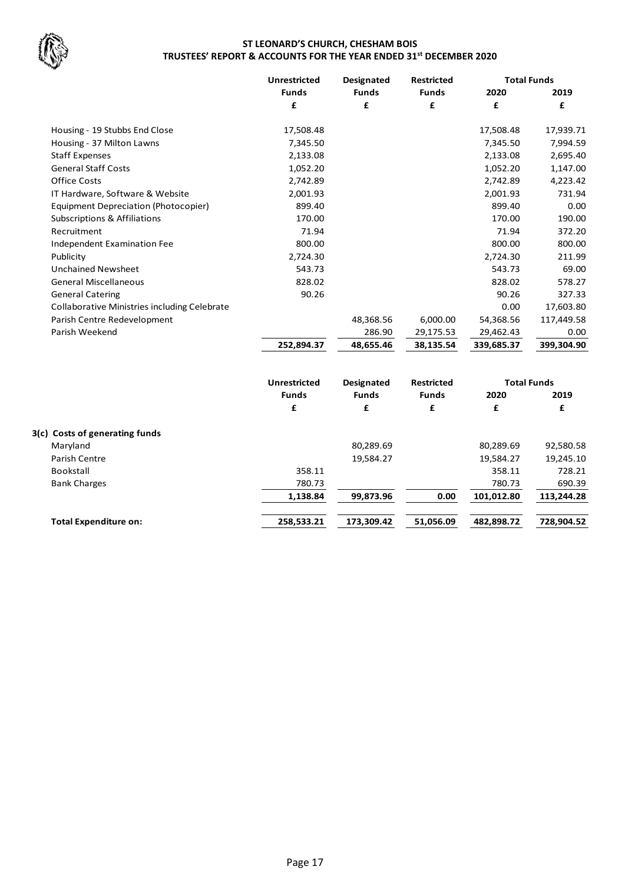# ST LEONARD'S CHURCH, CHESHAM BOIS
## TRUSTEES' REPORT & ACCOUNTS FOR THE YEAR ENDED 31st DECEMBER 2020

| | Unrestricted Funds | Designated Funds | Restricted Funds | Total Funds 2020 | Total Funds 2019 |
|---|---|---|---|---|---|
| | £ | £ | £ | £ | £ |
| Housing - 19 Stubbs End Close | 17,508.48 | | | 17,508.48 | 17,939.71 |
| Housing - 37 Milton Lawns | 7,345.50 | | | 7,345.50 | 7,994.59 |
| Staff Expenses | 2,133.08 | | | 2,133.08 | 2,695.40 |
| General Staff Costs | 1,052.20 | | | 1,052.20 | 1,147.00 |
| Office Costs | 2,742.89 | | | 2,742.89 | 4,223.42 |
| IT Hardware, Software & Website | 2,001.93 | | | 2,001.93 | 731.94 |
| Equipment Depreciation (Photocopier) | 899.40 | | | 899.40 | 0.00 |
| Subscriptions & Affiliations | 170.00 | | | 170.00 | 190.00 |
| Recruitment | 71.94 | | | 71.94 | 372.20 |
| Independent Examination Fee | 800.00 | | | 800.00 | 800.00 |
| Publicity | 2,724.30 | | | 2,724.30 | 211.99 |
| Unchained Newsheet | 543.73 | | | 543.73 | 69.00 |
| General Miscellaneous | 828.02 | | | 828.02 | 578.27 |
| General Catering | 90.26 | | | 90.26 | 327.33 |
| Collaborative Ministries including Celebrate | | | | 0.00 | 17,603.80 |
| Parish Centre Redevelopment | | 48,368.56 | 6,000.00 | 54,368.56 | 117,449.58 |
| Parish Weekend | | 286.90 | 29,175.53 | 29,462.43 | 0.00 |
| | **252,894.37** | **48,655.46** | **38,135.54** | **339,685.37** | **399,304.90** |

| | Unrestricted Funds | Designated Funds | Restricted Funds | Total Funds 2020 | Total Funds 2019 |
|---|---|---|---|---|---|
| | £ | £ | £ | £ | £ |
| **3(c) Costs of generating funds** | | | | | |
| Maryland | | 80,289.69 | | 80,289.69 | 92,580.58 |
| Parish Centre | | 19,584.27 | | 19,584.27 | 19,245.10 |
| Bookstall | 358.11 | | | 358.11 | 728.21 |
| Bank Charges | 780.73 | | | 780.73 | 690.39 |
| | **1,138.84** | **99,873.96** | **0.00** | **101,012.80** | **113,244.28** |
| **Total Expenditure on:** | **258,533.21** | **173,309.42** | **51,056.09** | **482,898.72** | **728,904.52** |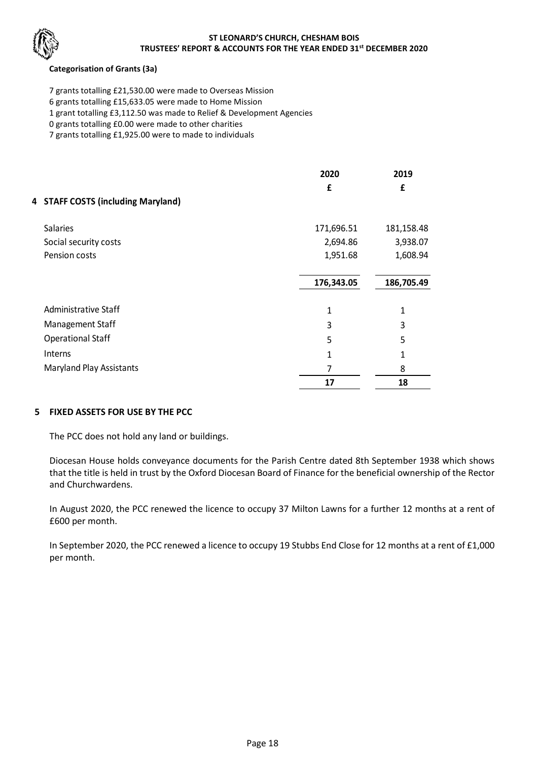**Categorisation of Grants (3a)**

7 grants totalling £21,530.00 were made to Overseas Mission
6 grants totalling £15,633.05 were made to Home Mission
1 grant totalling £3,112.50 was made to Relief & Development Agencies
0 grants totalling £0.00 were made to other charities
7 grants totalling £1,925.00 were to made to individuals

## 4 STAFF COSTS (including Maryland)

| | 2020 | 2019 |
|---|---|---|
| | £ | £ |
| Salaries | 171,696.51 | 181,158.48 |
| Social security costs | 2,694.86 | 3,938.07 |
| Pension costs | 1,951.68 | 1,608.94 |
| | **176,343.05** | **186,705.49** |
| Administrative Staff | 1 | 1 |
| Management Staff | 3 | 3 |
| Operational Staff | 5 | 5 |
| Interns | 1 | 1 |
| Maryland Play Assistants | 7 | 8 |
| | **17** | **18** |

## 5 FIXED ASSETS FOR USE BY THE PCC

The PCC does not hold any land or buildings.

Diocesan House holds conveyance documents for the Parish Centre dated 8th September 1938 which shows that the title is held in trust by the Oxford Diocesan Board of Finance for the beneficial ownership of the Rector and Churchwardens.

In August 2020, the PCC renewed the licence to occupy 37 Milton Lawns for a further 12 months at a rent of £600 per month.

In September 2020, the PCC renewed a licence to occupy 19 Stubbs End Close for 12 months at a rent of £1,000 per month.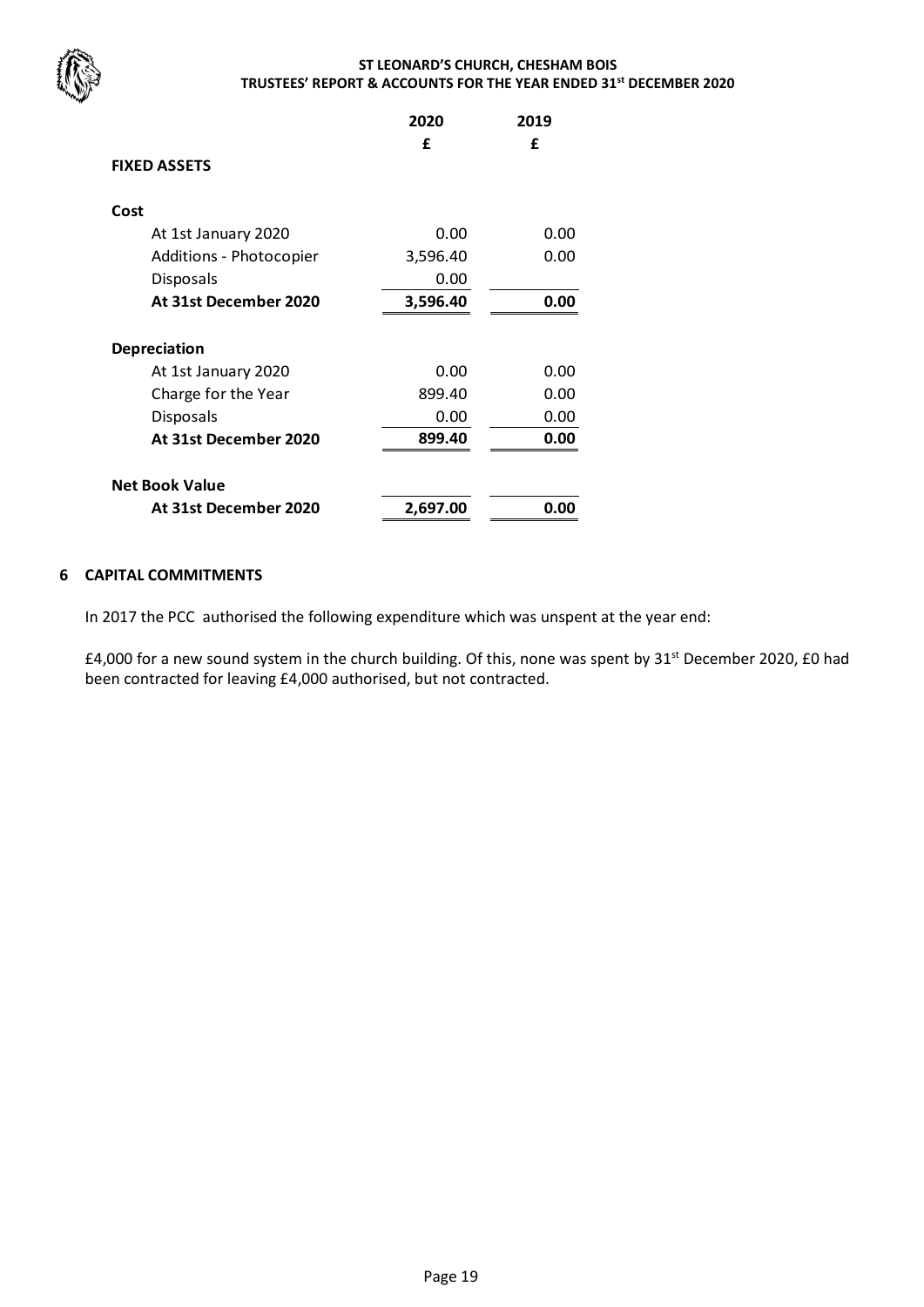| | 2020 | 2019 |
|---|---|---|
| | £ | £ |
| **FIXED ASSETS** | | |
| **Cost** | | |
| At 1st January 2020 | 0.00 | 0.00 |
| Additions - Photocopier | 3,596.40 | 0.00 |
| Disposals | 0.00 | |
| **At 31st December 2020** | **3,596.40** | **0.00** |
| **Depreciation** | | |
| At 1st January 2020 | 0.00 | 0.00 |
| Charge for the Year | 899.40 | 0.00 |
| Disposals | 0.00 | 0.00 |
| **At 31st December 2020** | **899.40** | **0.00** |
| **Net Book Value** | | |
| **At 31st December 2020** | **2,697.00** | **0.00** |

## 6 CAPITAL COMMITMENTS

In 2017 the PCC authorised the following expenditure which was unspent at the year end:

£4,000 for a new sound system in the church building. Of this, none was spent by 31st December 2020, £0 had been contracted for leaving £4,000 authorised, but not contracted.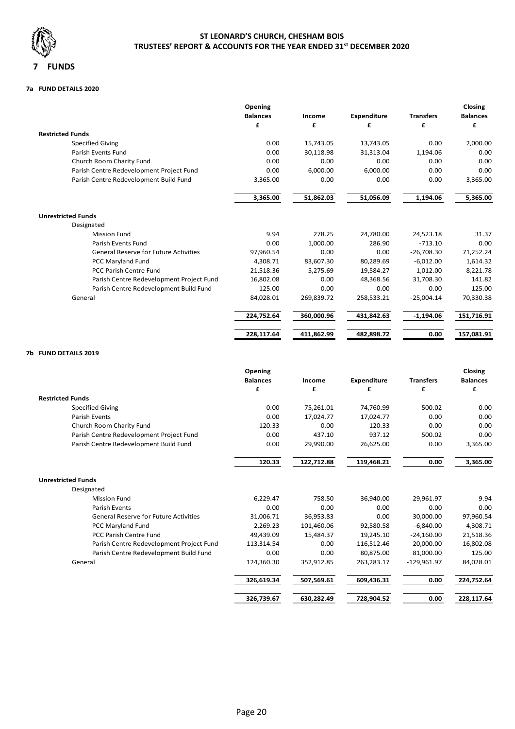## 7 FUNDS

### 7a FUND DETAILS 2020

| | Opening Balances £ | Income £ | Expenditure £ | Transfers £ | Closing Balances £ |
|---|---|---|---|---|---|
| **Restricted Funds** | | | | | |
| Specified Giving | 0.00 | 15,743.05 | 13,743.05 | 0.00 | 2,000.00 |
| Parish Events Fund | 0.00 | 30,118.98 | 31,313.04 | 1,194.06 | 0.00 |
| Church Room Charity Fund | 0.00 | 0.00 | 0.00 | 0.00 | 0.00 |
| Parish Centre Redevelopment Project Fund | 0.00 | 6,000.00 | 6,000.00 | 0.00 | 0.00 |
| Parish Centre Redevelopment Build Fund | 3,365.00 | 0.00 | 0.00 | 0.00 | 3,365.00 |
| | **3,365.00** | **51,862.03** | **51,056.09** | **1,194.06** | **5,365.00** |
| **Unrestricted Funds** | | | | | |
| Designated | | | | | |
| Mission Fund | 9.94 | 278.25 | 24,780.00 | 24,523.18 | 31.37 |
| Parish Events Fund | 0.00 | 1,000.00 | 286.90 | -713.10 | 0.00 |
| General Reserve for Future Activities | 97,960.54 | 0.00 | 0.00 | -26,708.30 | 71,252.24 |
| PCC Maryland Fund | 4,308.71 | 83,607.30 | 80,289.69 | -6,012.00 | 1,614.32 |
| PCC Parish Centre Fund | 21,518.36 | 5,275.69 | 19,584.27 | 1,012.00 | 8,221.78 |
| Parish Centre Redevelopment Project Fund | 16,802.08 | 0.00 | 48,368.56 | 31,708.30 | 141.82 |
| Parish Centre Redevelopment Build Fund | 125.00 | 0.00 | 0.00 | 0.00 | 125.00 |
| General | 84,028.01 | 269,839.72 | 258,533.21 | -25,004.14 | 70,330.38 |
| | **224,752.64** | **360,000.96** | **431,842.63** | **-1,194.06** | **151,716.91** |
| | **228,117.64** | **411,862.99** | **482,898.72** | **0.00** | **157,081.91** |

### 7b FUND DETAILS 2019

| | Opening Balances £ | Income £ | Expenditure £ | Transfers £ | Closing Balances £ |
|---|---|---|---|---|---|
| **Restricted Funds** | | | | | |
| Specified Giving | 0.00 | 75,261.01 | 74,760.99 | -500.02 | 0.00 |
| Parish Events | 0.00 | 17,024.77 | 17,024.77 | 0.00 | 0.00 |
| Church Room Charity Fund | 120.33 | 0.00 | 120.33 | 0.00 | 0.00 |
| Parish Centre Redevelopment Project Fund | 0.00 | 437.10 | 937.12 | 500.02 | 0.00 |
| Parish Centre Redevelopment Build Fund | 0.00 | 29,990.00 | 26,625.00 | 0.00 | 3,365.00 |
| | **120.33** | **122,712.88** | **119,468.21** | **0.00** | **3,365.00** |
| **Unrestricted Funds** | | | | | |
| Designated | | | | | |
| Mission Fund | 6,229.47 | 758.50 | 36,940.00 | 29,961.97 | 9.94 |
| Parish Events | 0.00 | 0.00 | 0.00 | 0.00 | 0.00 |
| General Reserve for Future Activities | 31,006.71 | 36,953.83 | 0.00 | 30,000.00 | 97,960.54 |
| PCC Maryland Fund | 2,269.23 | 101,460.06 | 92,580.58 | -6,840.00 | 4,308.71 |
| PCC Parish Centre Fund | 49,439.09 | 15,484.37 | 19,245.10 | -24,160.00 | 21,518.36 |
| Parish Centre Redevelopment Project Fund | 113,314.54 | 0.00 | 116,512.46 | 20,000.00 | 16,802.08 |
| Parish Centre Redevelopment Build Fund | 0.00 | 0.00 | 80,875.00 | 81,000.00 | 125.00 |
| General | 124,360.30 | 352,912.85 | 263,283.17 | -129,961.97 | 84,028.01 |
| | **326,619.34** | **507,569.61** | **609,436.31** | **0.00** | **224,752.64** |
| | **326,739.67** | **630,282.49** | **728,904.52** | **0.00** | **228,117.64** |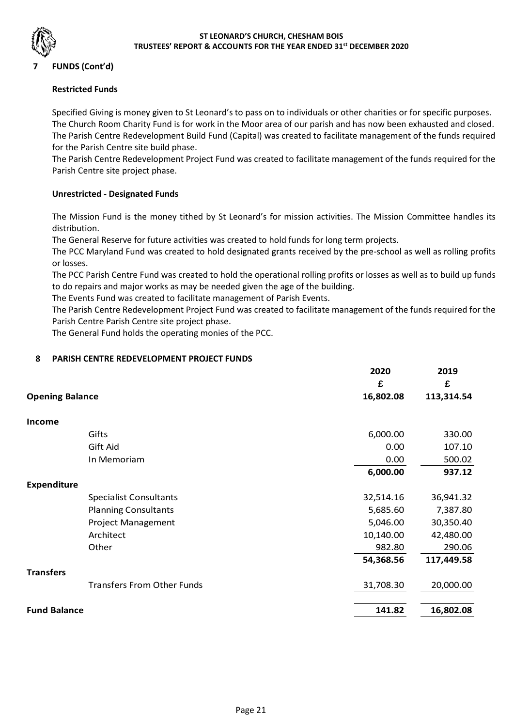## 7 FUNDS (Cont'd)

### Restricted Funds

Specified Giving is money given to St Leonard's to pass on to individuals or other charities or for specific purposes.
The Church Room Charity Fund is for work in the Moor area of our parish and has now been exhausted and closed.
The Parish Centre Redevelopment Build Fund (Capital) was created to facilitate management of the funds required for the Parish Centre site build phase.
The Parish Centre Redevelopment Project Fund was created to facilitate management of the funds required for the Parish Centre site project phase.

### Unrestricted - Designated Funds

The Mission Fund is the money tithed by St Leonard's for mission activities. The Mission Committee handles its distribution.
The General Reserve for future activities was created to hold funds for long term projects.
The PCC Maryland Fund was created to hold designated grants received by the pre-school as well as rolling profits or losses.
The PCC Parish Centre Fund was created to hold the operational rolling profits or losses as well as to build up funds to do repairs and major works as may be needed given the age of the building.
The Events Fund was created to facilitate management of Parish Events.
The Parish Centre Redevelopment Project Fund was created to facilitate management of the funds required for the Parish Centre Parish Centre site project phase.
The General Fund holds the operating monies of the PCC.

## 8 PARISH CENTRE REDEVELOPMENT PROJECT FUNDS

| | | 2020 | 2019 |
|---|---|---|---|
| | | £ | £ |
| **Opening Balance** | | **16,802.08** | **113,314.54** |
| **Income** | | | |
| | Gifts | 6,000.00 | 330.00 |
| | Gift Aid | 0.00 | 107.10 |
| | In Memoriam | 0.00 | 500.02 |
| | | **6,000.00** | **937.12** |
| **Expenditure** | | | |
| | Specialist Consultants | 32,514.16 | 36,941.32 |
| | Planning Consultants | 5,685.60 | 7,387.80 |
| | Project Management | 5,046.00 | 30,350.40 |
| | Architect | 10,140.00 | 42,480.00 |
| | Other | 982.80 | 290.06 |
| | | **54,368.56** | **117,449.58** |
| **Transfers** | | | |
| | Transfers From Other Funds | 31,708.30 | 20,000.00 |
| **Fund Balance** | | **141.82** | **16,802.08** |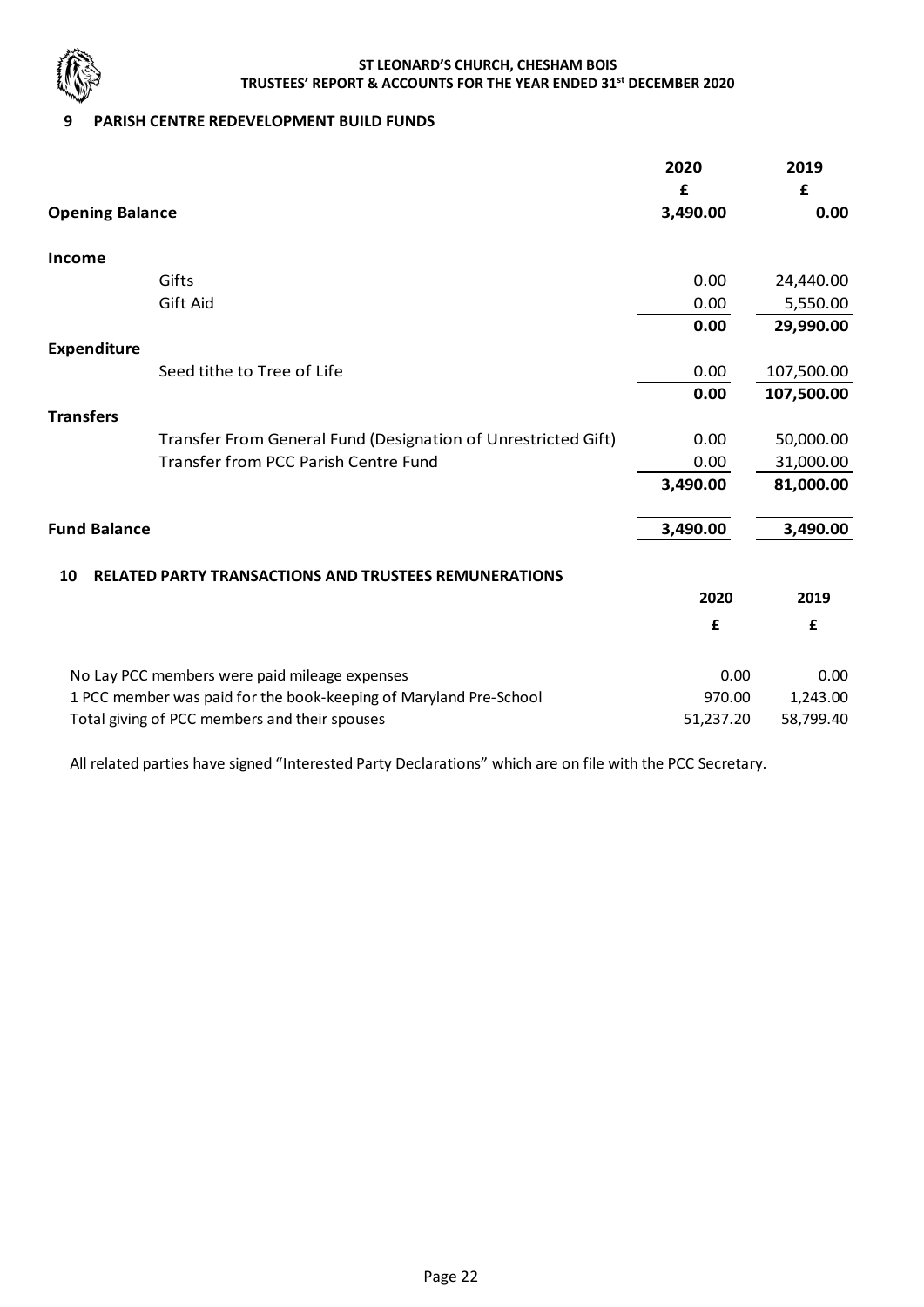## 9 PARISH CENTRE REDEVELOPMENT BUILD FUNDS

| | | 2020 | 2019 |
|---|---|---|---|
| | | £ | £ |
| **Opening Balance** | | **3,490.00** | **0.00** |
| **Income** | | | |
| | Gifts | 0.00 | 24,440.00 |
| | Gift Aid | 0.00 | 5,550.00 |
| | | **0.00** | **29,990.00** |
| **Expenditure** | | | |
| | Seed tithe to Tree of Life | 0.00 | 107,500.00 |
| | | **0.00** | **107,500.00** |
| **Transfers** | | | |
| | Transfer From General Fund (Designation of Unrestricted Gift) | 0.00 | 50,000.00 |
| | Transfer from PCC Parish Centre Fund | 0.00 | 31,000.00 |
| | | **3,490.00** | **81,000.00** |
| **Fund Balance** | | **3,490.00** | **3,490.00** |

## 10 RELATED PARTY TRANSACTIONS AND TRUSTEES REMUNERATIONS

| | 2020 | 2019 |
|---|---|---|
| | £ | £ |
| No Lay PCC members were paid mileage expenses | 0.00 | 0.00 |
| 1 PCC member was paid for the book-keeping of Maryland Pre-School | 970.00 | 1,243.00 |
| Total giving of PCC members and their spouses | 51,237.20 | 58,799.40 |

All related parties have signed "Interested Party Declarations" which are on file with the PCC Secretary.